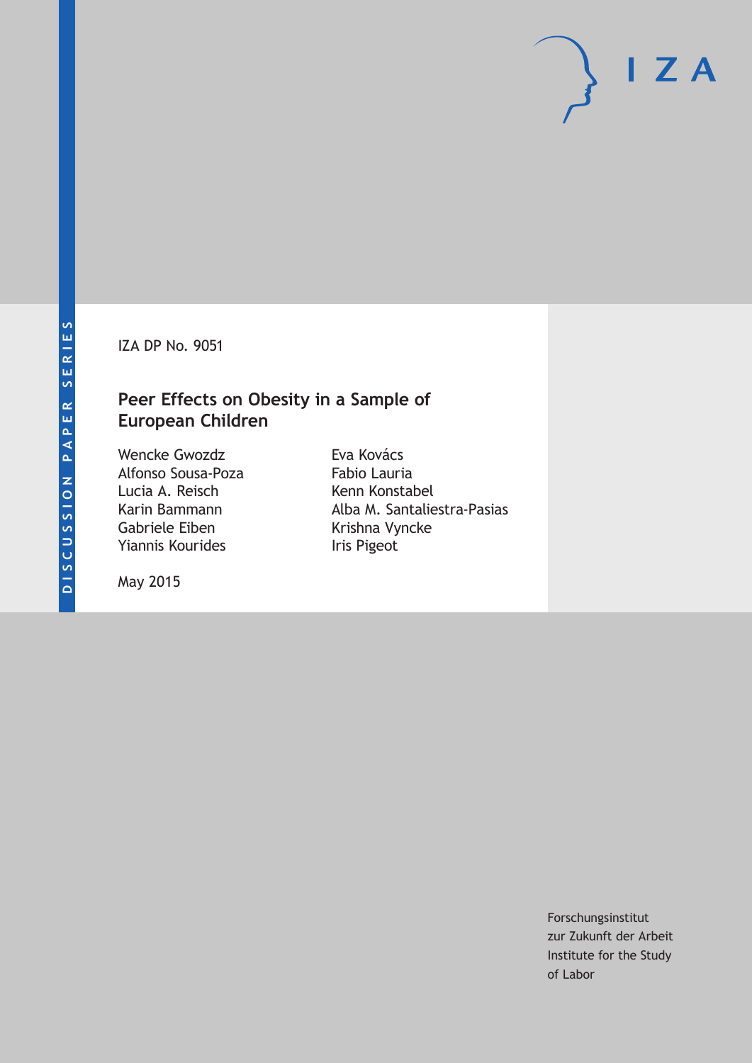IZA DP No. 9051

# Peer Effects on Obesity in a Sample of European Children

Wencke Gwozdz
Alfonso Sousa-Poza
Lucia A. Reisch
Karin Bammann
Gabriele Eiben
Yiannis Kourides
Eva Kovács
Fabio Lauria
Kenn Konstabel
Alba M. Santaliestra-Pasias
Krishna Vyncke
Iris Pigeot

May 2015

Forschungsinstitut
zur Zukunft der Arbeit
Institute for the Study
of Labor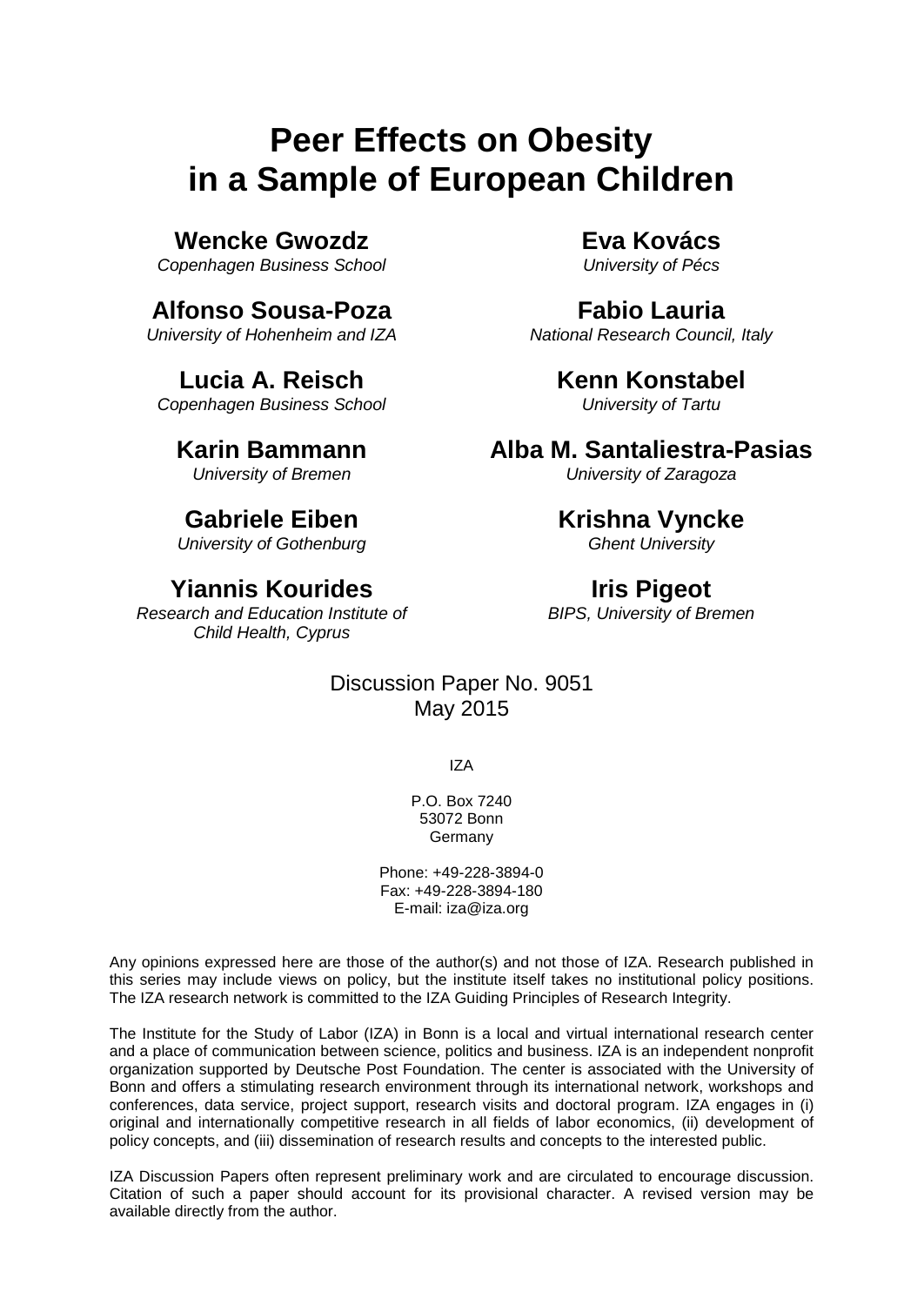# Peer Effects on Obesity in a Sample of European Children

**Wencke Gwozdz**
*Copenhagen Business School*

**Eva Kovács**
*University of Pécs*

**Alfonso Sousa-Poza**
*University of Hohenheim and IZA*

**Fabio Lauria**
*National Research Council, Italy*

**Lucia A. Reisch**
*Copenhagen Business School*

**Kenn Konstabel**
*University of Tartu*

**Karin Bammann**
*University of Bremen*

**Alba M. Santaliestra-Pasias**
*University of Zaragoza*

**Gabriele Eiben**
*University of Gothenburg*

**Krishna Vyncke**
*Ghent University*

**Yiannis Kourides**
*Research and Education Institute of Child Health, Cyprus*

**Iris Pigeot**
*BIPS, University of Bremen*

Discussion Paper No. 9051
May 2015

IZA

P.O. Box 7240
53072 Bonn
Germany

Phone: +49-228-3894-0
Fax: +49-228-3894-180
E-mail: iza@iza.org

Any opinions expressed here are those of the author(s) and not those of IZA. Research published in this series may include views on policy, but the institute itself takes no institutional policy positions. The IZA research network is committed to the IZA Guiding Principles of Research Integrity.

The Institute for the Study of Labor (IZA) in Bonn is a local and virtual international research center and a place of communication between science, politics and business. IZA is an independent nonprofit organization supported by Deutsche Post Foundation. The center is associated with the University of Bonn and offers a stimulating research environment through its international network, workshops and conferences, data service, project support, research visits and doctoral program. IZA engages in (i) original and internationally competitive research in all fields of labor economics, (ii) development of policy concepts, and (iii) dissemination of research results and concepts to the interested public.

IZA Discussion Papers often represent preliminary work and are circulated to encourage discussion. Citation of such a paper should account for its provisional character. A revised version may be available directly from the author.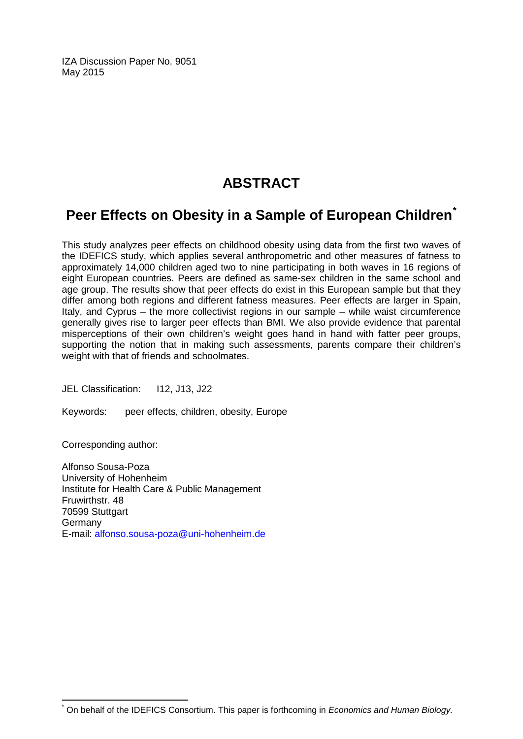IZA Discussion Paper No. 9051
May 2015

# ABSTRACT

## Peer Effects on Obesity in a Sample of European Children*

This study analyzes peer effects on childhood obesity using data from the first two waves of the IDEFICS study, which applies several anthropometric and other measures of fatness to approximately 14,000 children aged two to nine participating in both waves in 16 regions of eight European countries. Peers are defined as same-sex children in the same school and age group. The results show that peer effects do exist in this European sample but that they differ among both regions and different fatness measures. Peer effects are larger in Spain, Italy, and Cyprus – the more collectivist regions in our sample – while waist circumference generally gives rise to larger peer effects than BMI. We also provide evidence that parental misperceptions of their own children's weight goes hand in hand with fatter peer groups, supporting the notion that in making such assessments, parents compare their children's weight with that of friends and schoolmates.

JEL Classification: I12, J13, J22

Keywords: peer effects, children, obesity, Europe

Corresponding author:

Alfonso Sousa-Poza
University of Hohenheim
Institute for Health Care & Public Management
Fruwirthstr. 48
70599 Stuttgart
Germany
E-mail: alfonso.sousa-poza@uni-hohenheim.de

* On behalf of the IDEFICS Consortium. This paper is forthcoming in *Economics and Human Biology.*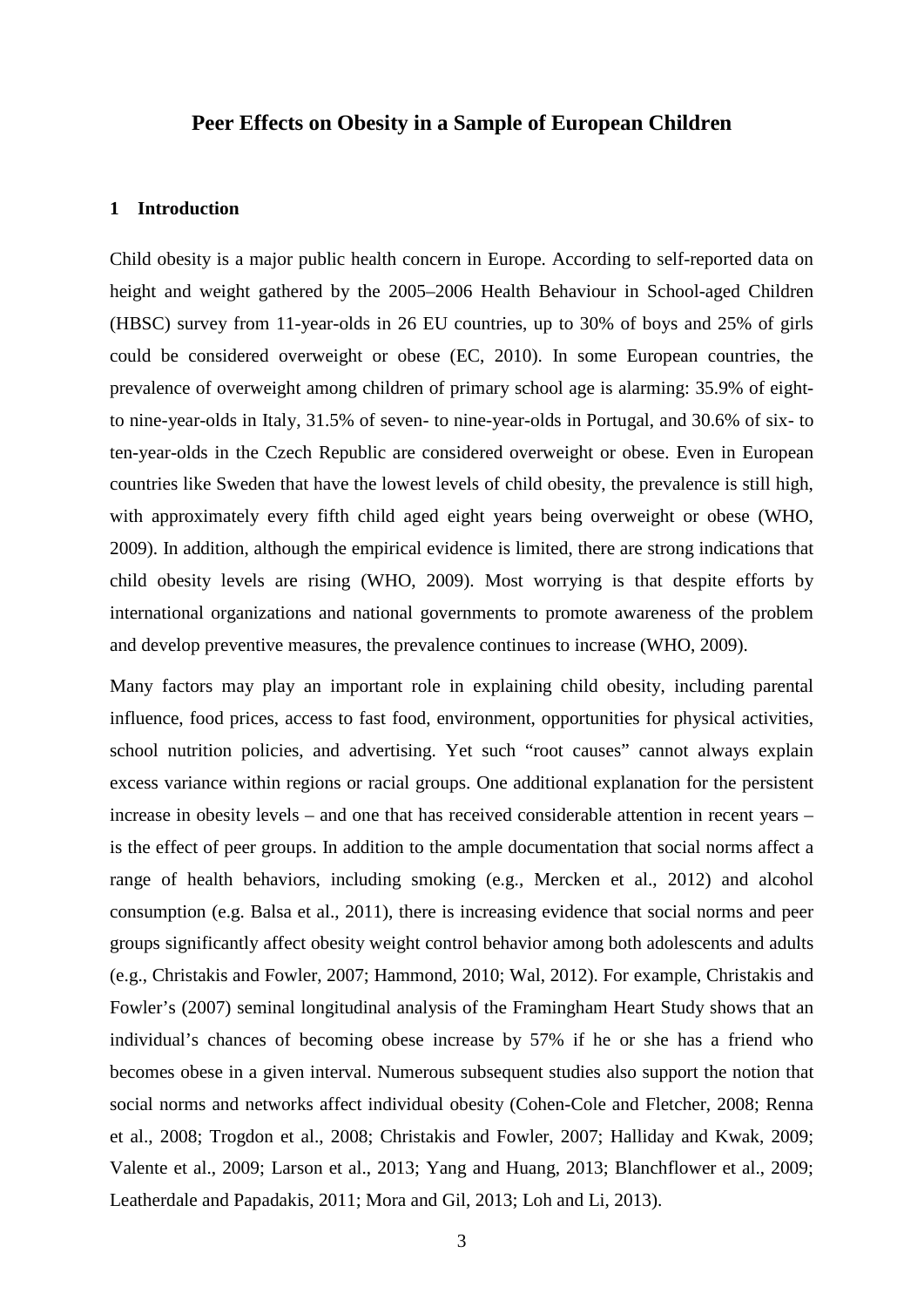# Peer Effects on Obesity in a Sample of European Children

## 1 Introduction

Child obesity is a major public health concern in Europe. According to self-reported data on height and weight gathered by the 2005–2006 Health Behaviour in School-aged Children (HBSC) survey from 11-year-olds in 26 EU countries, up to 30% of boys and 25% of girls could be considered overweight or obese (EC, 2010). In some European countries, the prevalence of overweight among children of primary school age is alarming: 35.9% of eight-to nine-year-olds in Italy, 31.5% of seven- to nine-year-olds in Portugal, and 30.6% of six- to ten-year-olds in the Czech Republic are considered overweight or obese. Even in European countries like Sweden that have the lowest levels of child obesity, the prevalence is still high, with approximately every fifth child aged eight years being overweight or obese (WHO, 2009). In addition, although the empirical evidence is limited, there are strong indications that child obesity levels are rising (WHO, 2009). Most worrying is that despite efforts by international organizations and national governments to promote awareness of the problem and develop preventive measures, the prevalence continues to increase (WHO, 2009).

Many factors may play an important role in explaining child obesity, including parental influence, food prices, access to fast food, environment, opportunities for physical activities, school nutrition policies, and advertising. Yet such "root causes" cannot always explain excess variance within regions or racial groups. One additional explanation for the persistent increase in obesity levels – and one that has received considerable attention in recent years – is the effect of peer groups. In addition to the ample documentation that social norms affect a range of health behaviors, including smoking (e.g., Mercken et al., 2012) and alcohol consumption (e.g. Balsa et al., 2011), there is increasing evidence that social norms and peer groups significantly affect obesity weight control behavior among both adolescents and adults (e.g., Christakis and Fowler, 2007; Hammond, 2010; Wal, 2012). For example, Christakis and Fowler's (2007) seminal longitudinal analysis of the Framingham Heart Study shows that an individual's chances of becoming obese increase by 57% if he or she has a friend who becomes obese in a given interval. Numerous subsequent studies also support the notion that social norms and networks affect individual obesity (Cohen-Cole and Fletcher, 2008; Renna et al., 2008; Trogdon et al., 2008; Christakis and Fowler, 2007; Halliday and Kwak, 2009; Valente et al., 2009; Larson et al., 2013; Yang and Huang, 2013; Blanchflower et al., 2009; Leatherdale and Papadakis, 2011; Mora and Gil, 2013; Loh and Li, 2013).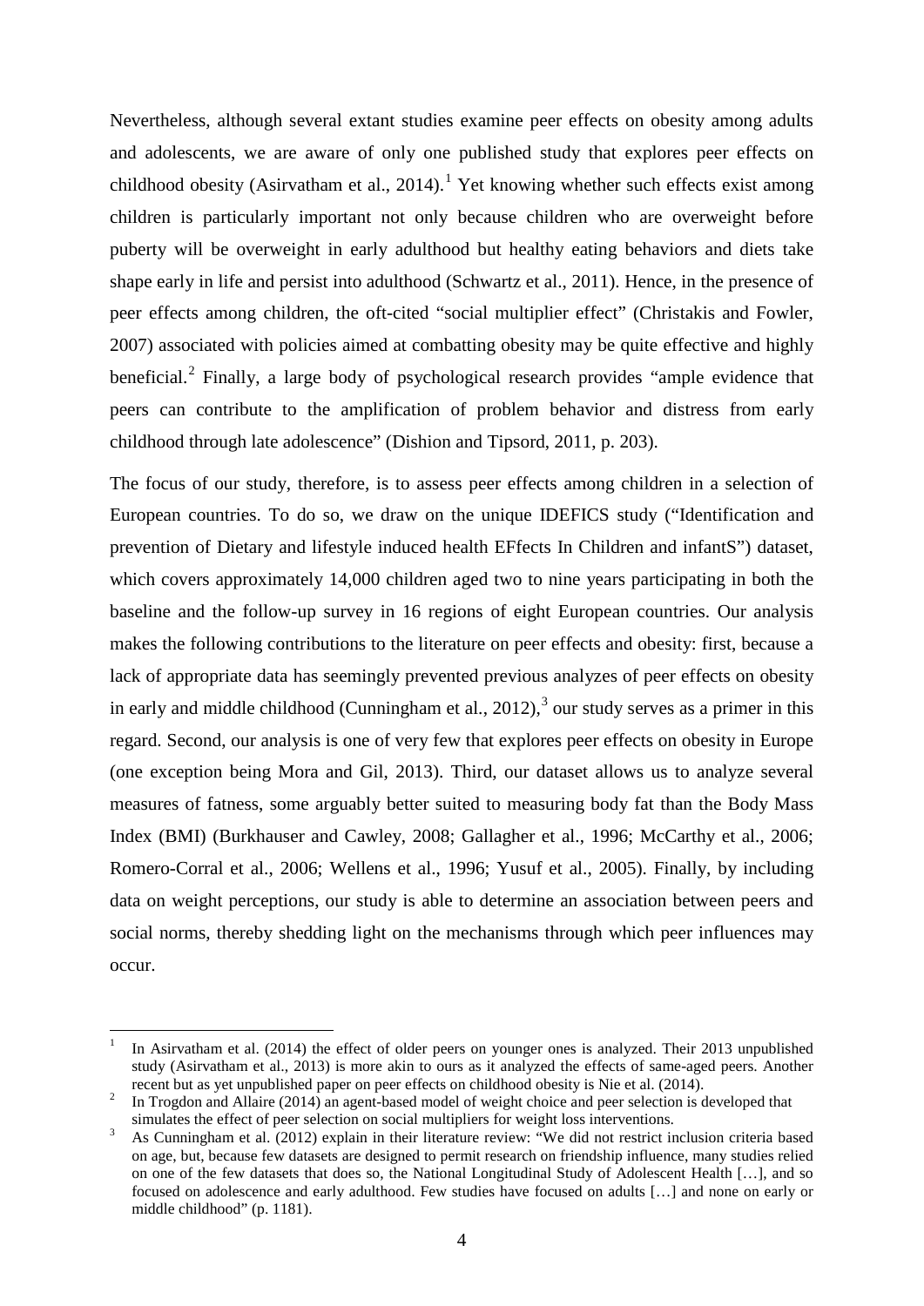Nevertheless, although several extant studies examine peer effects on obesity among adults and adolescents, we are aware of only one published study that explores peer effects on childhood obesity (Asirvatham et al., 2014).[1] Yet knowing whether such effects exist among children is particularly important not only because children who are overweight before puberty will be overweight in early adulthood but healthy eating behaviors and diets take shape early in life and persist into adulthood (Schwartz et al., 2011). Hence, in the presence of peer effects among children, the oft-cited "social multiplier effect" (Christakis and Fowler, 2007) associated with policies aimed at combatting obesity may be quite effective and highly beneficial.[2] Finally, a large body of psychological research provides "ample evidence that peers can contribute to the amplification of problem behavior and distress from early childhood through late adolescence" (Dishion and Tipsord, 2011, p. 203).

The focus of our study, therefore, is to assess peer effects among children in a selection of European countries. To do so, we draw on the unique IDEFICS study ("Identification and prevention of Dietary and lifestyle induced health EFfects In Children and infantS") dataset, which covers approximately 14,000 children aged two to nine years participating in both the baseline and the follow-up survey in 16 regions of eight European countries. Our analysis makes the following contributions to the literature on peer effects and obesity: first, because a lack of appropriate data has seemingly prevented previous analyzes of peer effects on obesity in early and middle childhood (Cunningham et al., 2012),[3] our study serves as a primer in this regard. Second, our analysis is one of very few that explores peer effects on obesity in Europe (one exception being Mora and Gil, 2013). Third, our dataset allows us to analyze several measures of fatness, some arguably better suited to measuring body fat than the Body Mass Index (BMI) (Burkhauser and Cawley, 2008; Gallagher et al., 1996; McCarthy et al., 2006; Romero-Corral et al., 2006; Wellens et al., 1996; Yusuf et al., 2005). Finally, by including data on weight perceptions, our study is able to determine an association between peers and social norms, thereby shedding light on the mechanisms through which peer influences may occur.

---

[1] In Asirvatham et al. (2014) the effect of older peers on younger ones is analyzed. Their 2013 unpublished study (Asirvatham et al., 2013) is more akin to ours as it analyzed the effects of same-aged peers. Another recent but as yet unpublished paper on peer effects on childhood obesity is Nie et al. (2014).

[2] In Trogdon and Allaire (2014) an agent-based model of weight choice and peer selection is developed that simulates the effect of peer selection on social multipliers for weight loss interventions.

[3] As Cunningham et al. (2012) explain in their literature review: "We did not restrict inclusion criteria based on age, but, because few datasets are designed to permit research on friendship influence, many studies relied on one of the few datasets that does so, the National Longitudinal Study of Adolescent Health […], and so focused on adolescence and early adulthood. Few studies have focused on adults […] and none on early or middle childhood" (p. 1181).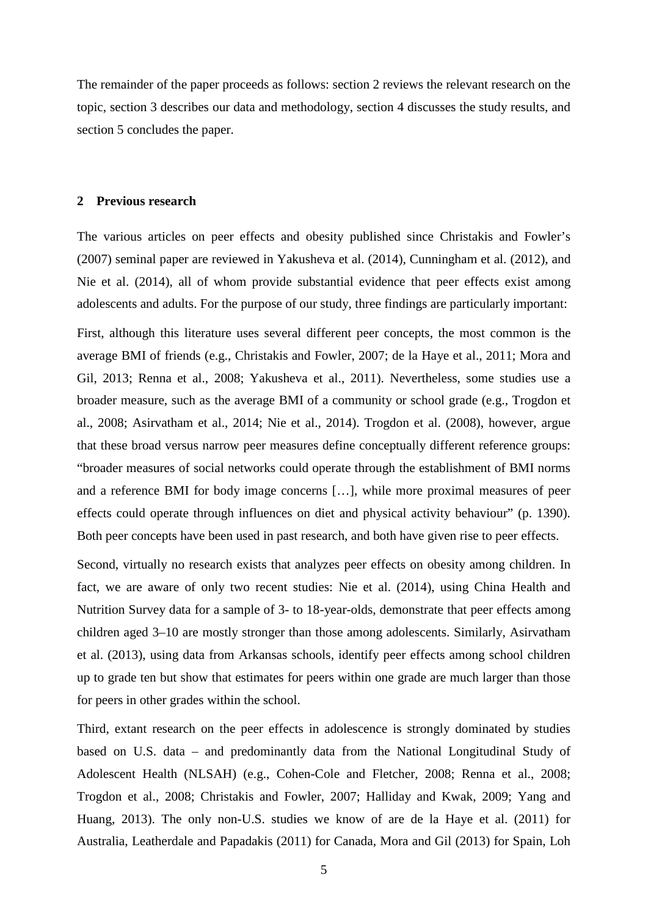The remainder of the paper proceeds as follows: section 2 reviews the relevant research on the topic, section 3 describes our data and methodology, section 4 discusses the study results, and section 5 concludes the paper.

## 2 Previous research

The various articles on peer effects and obesity published since Christakis and Fowler's (2007) seminal paper are reviewed in Yakusheva et al. (2014), Cunningham et al. (2012), and Nie et al. (2014), all of whom provide substantial evidence that peer effects exist among adolescents and adults. For the purpose of our study, three findings are particularly important:

First, although this literature uses several different peer concepts, the most common is the average BMI of friends (e.g., Christakis and Fowler, 2007; de la Haye et al., 2011; Mora and Gil, 2013; Renna et al., 2008; Yakusheva et al., 2011). Nevertheless, some studies use a broader measure, such as the average BMI of a community or school grade (e.g., Trogdon et al., 2008; Asirvatham et al., 2014; Nie et al., 2014). Trogdon et al. (2008), however, argue that these broad versus narrow peer measures define conceptually different reference groups: "broader measures of social networks could operate through the establishment of BMI norms and a reference BMI for body image concerns […], while more proximal measures of peer effects could operate through influences on diet and physical activity behaviour" (p. 1390). Both peer concepts have been used in past research, and both have given rise to peer effects.

Second, virtually no research exists that analyzes peer effects on obesity among children. In fact, we are aware of only two recent studies: Nie et al. (2014), using China Health and Nutrition Survey data for a sample of 3- to 18-year-olds, demonstrate that peer effects among children aged 3–10 are mostly stronger than those among adolescents. Similarly, Asirvatham et al. (2013), using data from Arkansas schools, identify peer effects among school children up to grade ten but show that estimates for peers within one grade are much larger than those for peers in other grades within the school.

Third, extant research on the peer effects in adolescence is strongly dominated by studies based on U.S. data – and predominantly data from the National Longitudinal Study of Adolescent Health (NLSAH) (e.g., Cohen-Cole and Fletcher, 2008; Renna et al., 2008; Trogdon et al., 2008; Christakis and Fowler, 2007; Halliday and Kwak, 2009; Yang and Huang, 2013). The only non-U.S. studies we know of are de la Haye et al. (2011) for Australia, Leatherdale and Papadakis (2011) for Canada, Mora and Gil (2013) for Spain, Loh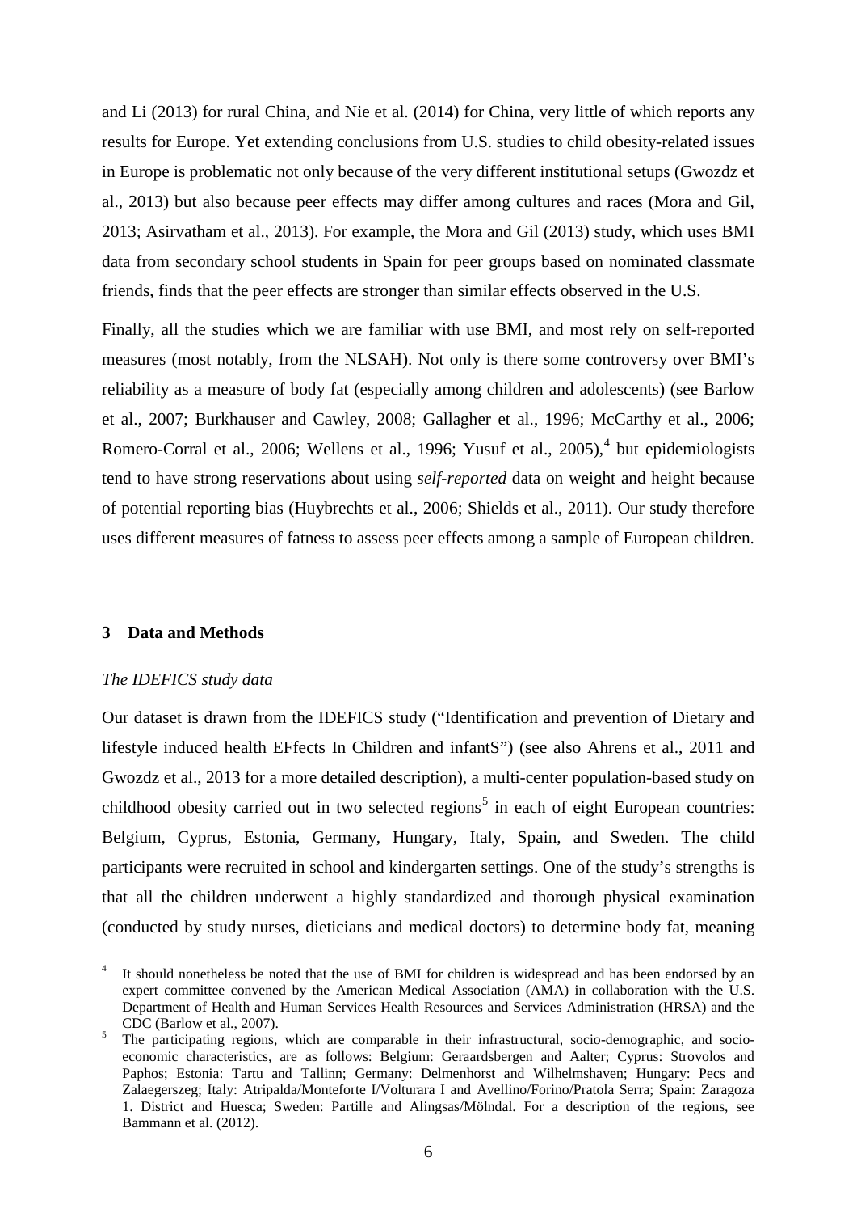and Li (2013) for rural China, and Nie et al. (2014) for China, very little of which reports any results for Europe. Yet extending conclusions from U.S. studies to child obesity-related issues in Europe is problematic not only because of the very different institutional setups (Gwozdz et al., 2013) but also because peer effects may differ among cultures and races (Mora and Gil, 2013; Asirvatham et al., 2013). For example, the Mora and Gil (2013) study, which uses BMI data from secondary school students in Spain for peer groups based on nominated classmate friends, finds that the peer effects are stronger than similar effects observed in the U.S.

Finally, all the studies which we are familiar with use BMI, and most rely on self-reported measures (most notably, from the NLSAH). Not only is there some controversy over BMI's reliability as a measure of body fat (especially among children and adolescents) (see Barlow et al., 2007; Burkhauser and Cawley, 2008; Gallagher et al., 1996; McCarthy et al., 2006; Romero-Corral et al., 2006; Wellens et al., 1996; Yusuf et al., 2005),[4] but epidemiologists tend to have strong reservations about using *self-reported* data on weight and height because of potential reporting bias (Huybrechts et al., 2006; Shields et al., 2011). Our study therefore uses different measures of fatness to assess peer effects among a sample of European children.

## 3 Data and Methods

*The IDEFICS study data*

Our dataset is drawn from the IDEFICS study ("Identification and prevention of Dietary and lifestyle induced health EFfects In Children and infantS") (see also Ahrens et al., 2011 and Gwozdz et al., 2013 for a more detailed description), a multi-center population-based study on childhood obesity carried out in two selected regions[5] in each of eight European countries: Belgium, Cyprus, Estonia, Germany, Hungary, Italy, Spain, and Sweden. The child participants were recruited in school and kindergarten settings. One of the study's strengths is that all the children underwent a highly standardized and thorough physical examination (conducted by study nurses, dieticians and medical doctors) to determine body fat, meaning

---

[4] It should nonetheless be noted that the use of BMI for children is widespread and has been endorsed by an expert committee convened by the American Medical Association (AMA) in collaboration with the U.S. Department of Health and Human Services Health Resources and Services Administration (HRSA) and the CDC (Barlow et al., 2007).

[5] The participating regions, which are comparable in their infrastructural, socio-demographic, and socio-economic characteristics, are as follows: Belgium: Geraardsbergen and Aalter; Cyprus: Strovolos and Paphos; Estonia: Tartu and Tallinn; Germany: Delmenhorst and Wilhelmshaven; Hungary: Pecs and Zalaegerszeg; Italy: Atripalda/Monteforte I/Volturara I and Avellino/Forino/Pratola Serra; Spain: Zaragoza 1. District and Huesca; Sweden: Partille and Alingsas/Mölndal. For a description of the regions, see Bammann et al. (2012).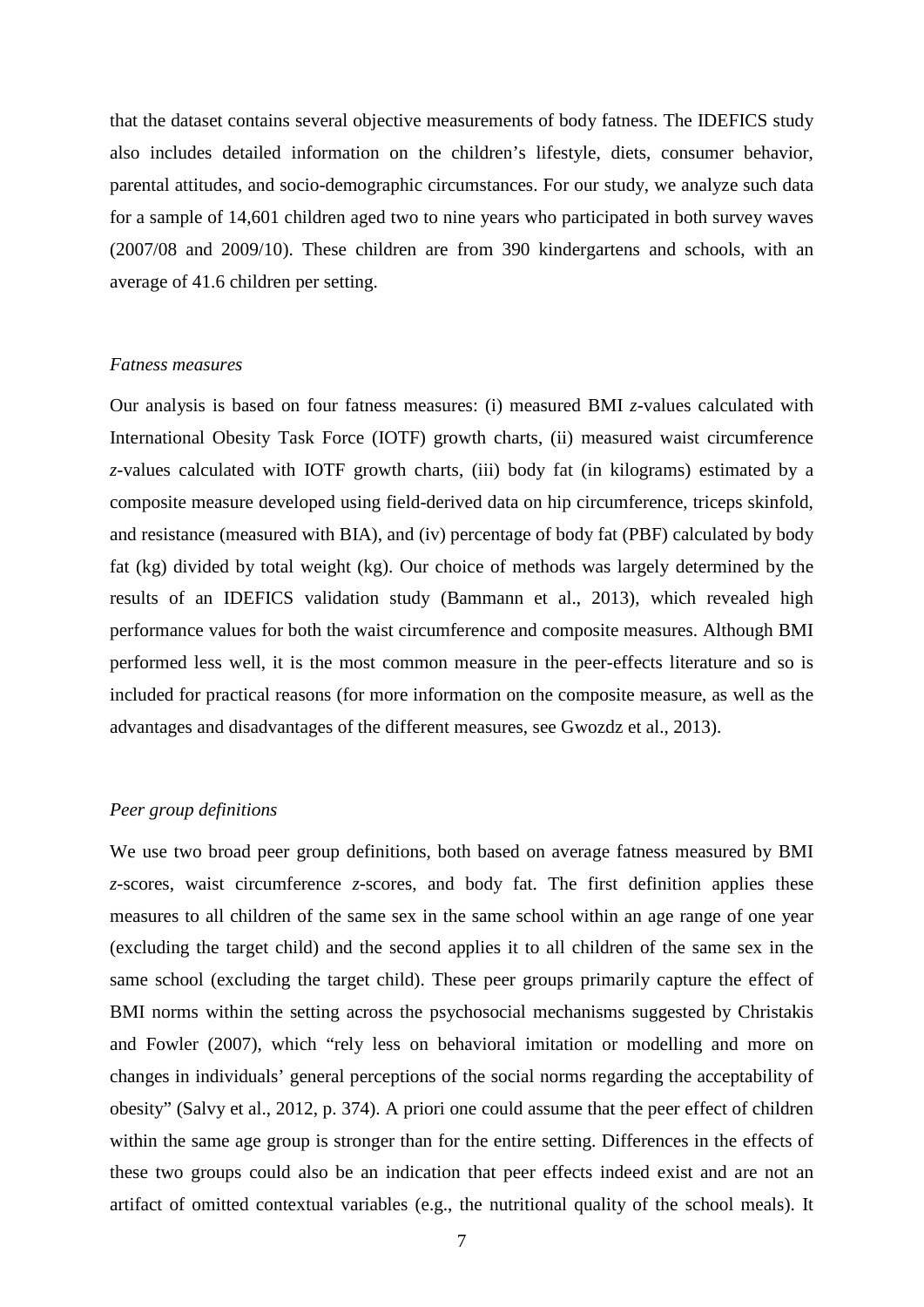that the dataset contains several objective measurements of body fatness. The IDEFICS study also includes detailed information on the children's lifestyle, diets, consumer behavior, parental attitudes, and socio-demographic circumstances. For our study, we analyze such data for a sample of 14,601 children aged two to nine years who participated in both survey waves (2007/08 and 2009/10). These children are from 390 kindergartens and schools, with an average of 41.6 children per setting.

*Fatness measures*

Our analysis is based on four fatness measures: (i) measured BMI *z*-values calculated with International Obesity Task Force (IOTF) growth charts, (ii) measured waist circumference *z*-values calculated with IOTF growth charts, (iii) body fat (in kilograms) estimated by a composite measure developed using field-derived data on hip circumference, triceps skinfold, and resistance (measured with BIA), and (iv) percentage of body fat (PBF) calculated by body fat (kg) divided by total weight (kg). Our choice of methods was largely determined by the results of an IDEFICS validation study (Bammann et al., 2013), which revealed high performance values for both the waist circumference and composite measures. Although BMI performed less well, it is the most common measure in the peer-effects literature and so is included for practical reasons (for more information on the composite measure, as well as the advantages and disadvantages of the different measures, see Gwozdz et al., 2013).

*Peer group definitions*

We use two broad peer group definitions, both based on average fatness measured by BMI *z*-scores, waist circumference *z*-scores, and body fat. The first definition applies these measures to all children of the same sex in the same school within an age range of one year (excluding the target child) and the second applies it to all children of the same sex in the same school (excluding the target child). These peer groups primarily capture the effect of BMI norms within the setting across the psychosocial mechanisms suggested by Christakis and Fowler (2007), which "rely less on behavioral imitation or modelling and more on changes in individuals' general perceptions of the social norms regarding the acceptability of obesity" (Salvy et al., 2012, p. 374). A priori one could assume that the peer effect of children within the same age group is stronger than for the entire setting. Differences in the effects of these two groups could also be an indication that peer effects indeed exist and are not an artifact of omitted contextual variables (e.g., the nutritional quality of the school meals). It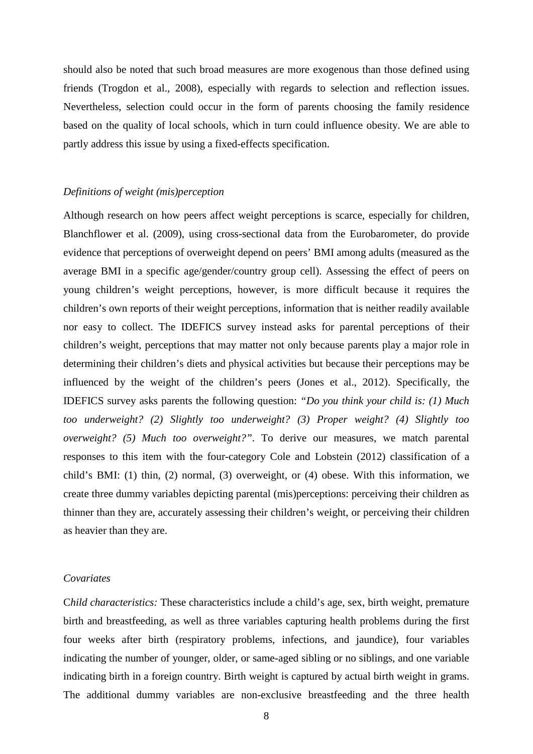should also be noted that such broad measures are more exogenous than those defined using friends (Trogdon et al., 2008), especially with regards to selection and reflection issues. Nevertheless, selection could occur in the form of parents choosing the family residence based on the quality of local schools, which in turn could influence obesity. We are able to partly address this issue by using a fixed-effects specification.

*Definitions of weight (mis)perception*

Although research on how peers affect weight perceptions is scarce, especially for children, Blanchflower et al. (2009), using cross-sectional data from the Eurobarometer, do provide evidence that perceptions of overweight depend on peers' BMI among adults (measured as the average BMI in a specific age/gender/country group cell). Assessing the effect of peers on young children's weight perceptions, however, is more difficult because it requires the children's own reports of their weight perceptions, information that is neither readily available nor easy to collect. The IDEFICS survey instead asks for parental perceptions of their children's weight, perceptions that may matter not only because parents play a major role in determining their children's diets and physical activities but because their perceptions may be influenced by the weight of the children's peers (Jones et al., 2012). Specifically, the IDEFICS survey asks parents the following question: *"Do you think your child is: (1) Much too underweight? (2) Slightly too underweight? (3) Proper weight? (4) Slightly too overweight? (5) Much too overweight?"*. To derive our measures, we match parental responses to this item with the four-category Cole and Lobstein (2012) classification of a child's BMI: (1) thin, (2) normal, (3) overweight, or (4) obese. With this information, we create three dummy variables depicting parental (mis)perceptions: perceiving their children as thinner than they are, accurately assessing their children's weight, or perceiving their children as heavier than they are.

*Covariates*

*Child characteristics:* These characteristics include a child's age, sex, birth weight, premature birth and breastfeeding, as well as three variables capturing health problems during the first four weeks after birth (respiratory problems, infections, and jaundice), four variables indicating the number of younger, older, or same-aged sibling or no siblings, and one variable indicating birth in a foreign country. Birth weight is captured by actual birth weight in grams. The additional dummy variables are non-exclusive breastfeeding and the three health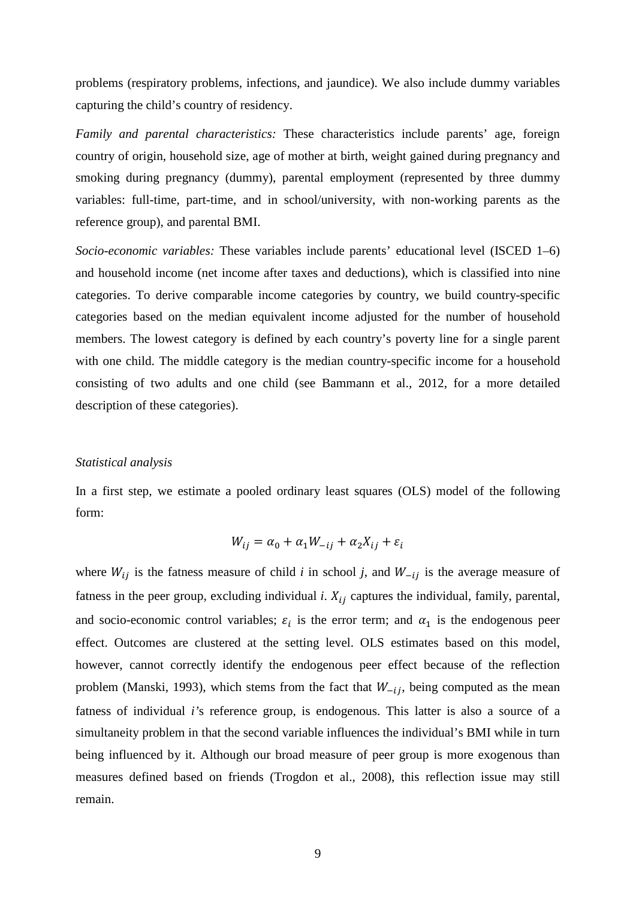problems (respiratory problems, infections, and jaundice). We also include dummy variables capturing the child's country of residency.

*Family and parental characteristics:* These characteristics include parents' age, foreign country of origin, household size, age of mother at birth, weight gained during pregnancy and smoking during pregnancy (dummy), parental employment (represented by three dummy variables: full-time, part-time, and in school/university, with non-working parents as the reference group), and parental BMI.

*Socio-economic variables:* These variables include parents' educational level (ISCED 1–6) and household income (net income after taxes and deductions), which is classified into nine categories. To derive comparable income categories by country, we build country-specific categories based on the median equivalent income adjusted for the number of household members. The lowest category is defined by each country's poverty line for a single parent with one child. The middle category is the median country-specific income for a household consisting of two adults and one child (see Bammann et al., 2012, for a more detailed description of these categories).

*Statistical analysis*

In a first step, we estimate a pooled ordinary least squares (OLS) model of the following form:

$$W_{ij} = \alpha_0 + \alpha_1 W_{-ij} + \alpha_2 X_{ij} + \varepsilon_i$$

where $W_{ij}$ is the fatness measure of child *i* in school *j*, and $W_{-ij}$ is the average measure of fatness in the peer group, excluding individual *i*. $X_{ij}$ captures the individual, family, parental, and socio-economic control variables; $\varepsilon_i$ is the error term; and $\alpha_1$ is the endogenous peer effect. Outcomes are clustered at the setting level. OLS estimates based on this model, however, cannot correctly identify the endogenous peer effect because of the reflection problem (Manski, 1993), which stems from the fact that $W_{-ij}$, being computed as the mean fatness of individual *i*'s reference group, is endogenous. This latter is also a source of a simultaneity problem in that the second variable influences the individual's BMI while in turn being influenced by it. Although our broad measure of peer group is more exogenous than measures defined based on friends (Trogdon et al., 2008), this reflection issue may still remain.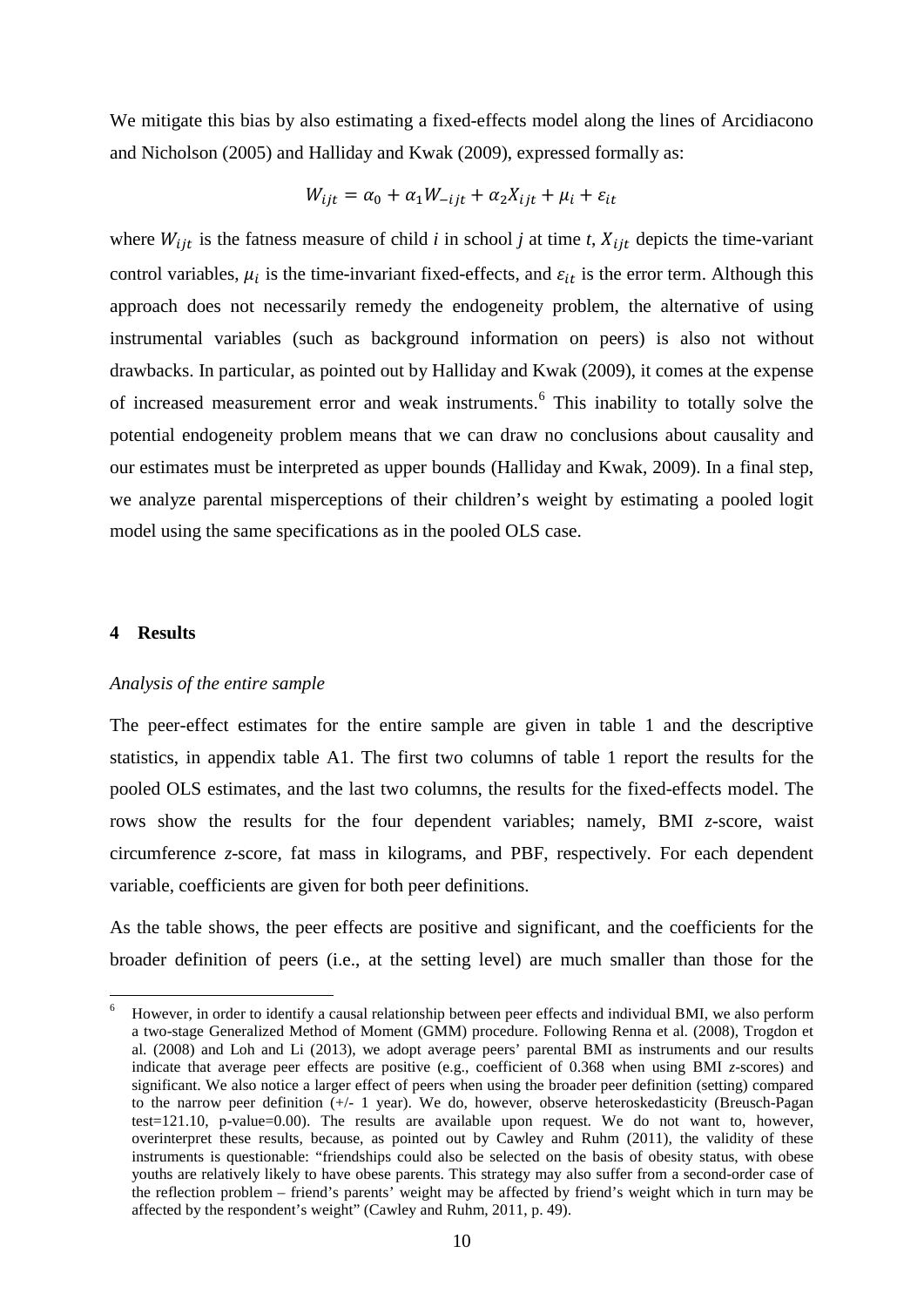We mitigate this bias by also estimating a fixed-effects model along the lines of Arcidiacono and Nicholson (2005) and Halliday and Kwak (2009), expressed formally as:

$$W_{ijt} = \alpha_0 + \alpha_1 W_{-ijt} + \alpha_2 X_{ijt} + \mu_i + \varepsilon_{it}$$

where $W_{ijt}$ is the fatness measure of child *i* in school *j* at time *t*, $X_{ijt}$ depicts the time-variant control variables, $\mu_i$ is the time-invariant fixed-effects, and $\varepsilon_{it}$ is the error term. Although this approach does not necessarily remedy the endogeneity problem, the alternative of using instrumental variables (such as background information on peers) is also not without drawbacks. In particular, as pointed out by Halliday and Kwak (2009), it comes at the expense of increased measurement error and weak instruments.[6] This inability to totally solve the potential endogeneity problem means that we can draw no conclusions about causality and our estimates must be interpreted as upper bounds (Halliday and Kwak, 2009). In a final step, we analyze parental misperceptions of their children's weight by estimating a pooled logit model using the same specifications as in the pooled OLS case.

## 4 Results

*Analysis of the entire sample*

The peer-effect estimates for the entire sample are given in table 1 and the descriptive statistics, in appendix table A1. The first two columns of table 1 report the results for the pooled OLS estimates, and the last two columns, the results for the fixed-effects model. The rows show the results for the four dependent variables; namely, BMI *z*-score, waist circumference *z*-score, fat mass in kilograms, and PBF, respectively. For each dependent variable, coefficients are given for both peer definitions.

As the table shows, the peer effects are positive and significant, and the coefficients for the broader definition of peers (i.e., at the setting level) are much smaller than those for the

[6] However, in order to identify a causal relationship between peer effects and individual BMI, we also perform a two-stage Generalized Method of Moment (GMM) procedure. Following Renna et al. (2008), Trogdon et al. (2008) and Loh and Li (2013), we adopt average peers' parental BMI as instruments and our results indicate that average peer effects are positive (e.g., coefficient of 0.368 when using BMI *z*-scores) and significant. We also notice a larger effect of peers when using the broader peer definition (setting) compared to the narrow peer definition (+/- 1 year). We do, however, observe heteroskedasticity (Breusch-Pagan test=121.10, p-value=0.00). The results are available upon request. We do not want to, however, overinterpret these results, because, as pointed out by Cawley and Ruhm (2011), the validity of these instruments is questionable: "friendships could also be selected on the basis of obesity status, with obese youths are relatively likely to have obese parents. This strategy may also suffer from a second-order case of the reflection problem – friend's parents' weight may be affected by friend's weight which in turn may be affected by the respondent's weight" (Cawley and Ruhm, 2011, p. 49).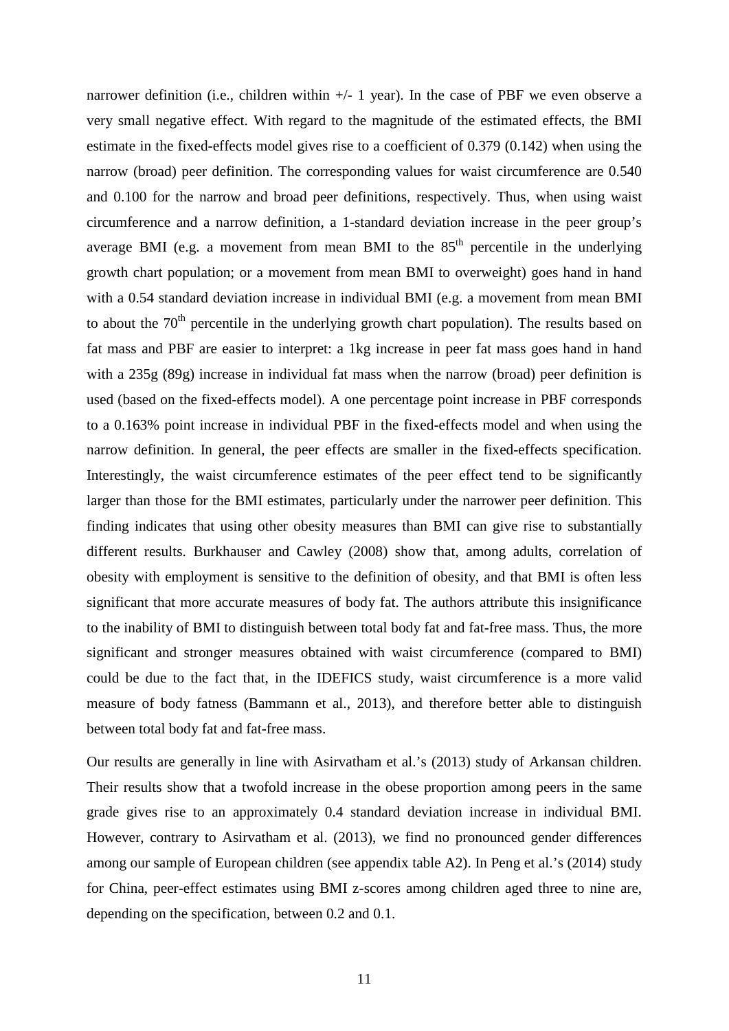narrower definition (i.e., children within +/- 1 year). In the case of PBF we even observe a very small negative effect. With regard to the magnitude of the estimated effects, the BMI estimate in the fixed-effects model gives rise to a coefficient of 0.379 (0.142) when using the narrow (broad) peer definition. The corresponding values for waist circumference are 0.540 and 0.100 for the narrow and broad peer definitions, respectively. Thus, when using waist circumference and a narrow definition, a 1-standard deviation increase in the peer group's average BMI (e.g. a movement from mean BMI to the 85$^{th}$ percentile in the underlying growth chart population; or a movement from mean BMI to overweight) goes hand in hand with a 0.54 standard deviation increase in individual BMI (e.g. a movement from mean BMI to about the 70$^{th}$ percentile in the underlying growth chart population). The results based on fat mass and PBF are easier to interpret: a 1kg increase in peer fat mass goes hand in hand with a 235g (89g) increase in individual fat mass when the narrow (broad) peer definition is used (based on the fixed-effects model). A one percentage point increase in PBF corresponds to a 0.163% point increase in individual PBF in the fixed-effects model and when using the narrow definition. In general, the peer effects are smaller in the fixed-effects specification. Interestingly, the waist circumference estimates of the peer effect tend to be significantly larger than those for the BMI estimates, particularly under the narrower peer definition. This finding indicates that using other obesity measures than BMI can give rise to substantially different results. Burkhauser and Cawley (2008) show that, among adults, correlation of obesity with employment is sensitive to the definition of obesity, and that BMI is often less significant that more accurate measures of body fat. The authors attribute this insignificance to the inability of BMI to distinguish between total body fat and fat-free mass. Thus, the more significant and stronger measures obtained with waist circumference (compared to BMI) could be due to the fact that, in the IDEFICS study, waist circumference is a more valid measure of body fatness (Bammann et al., 2013), and therefore better able to distinguish between total body fat and fat-free mass.

Our results are generally in line with Asirvatham et al.'s (2013) study of Arkansan children. Their results show that a twofold increase in the obese proportion among peers in the same grade gives rise to an approximately 0.4 standard deviation increase in individual BMI. However, contrary to Asirvatham et al. (2013), we find no pronounced gender differences among our sample of European children (see appendix table A2). In Peng et al.'s (2014) study for China, peer-effect estimates using BMI z-scores among children aged three to nine are, depending on the specification, between 0.2 and 0.1.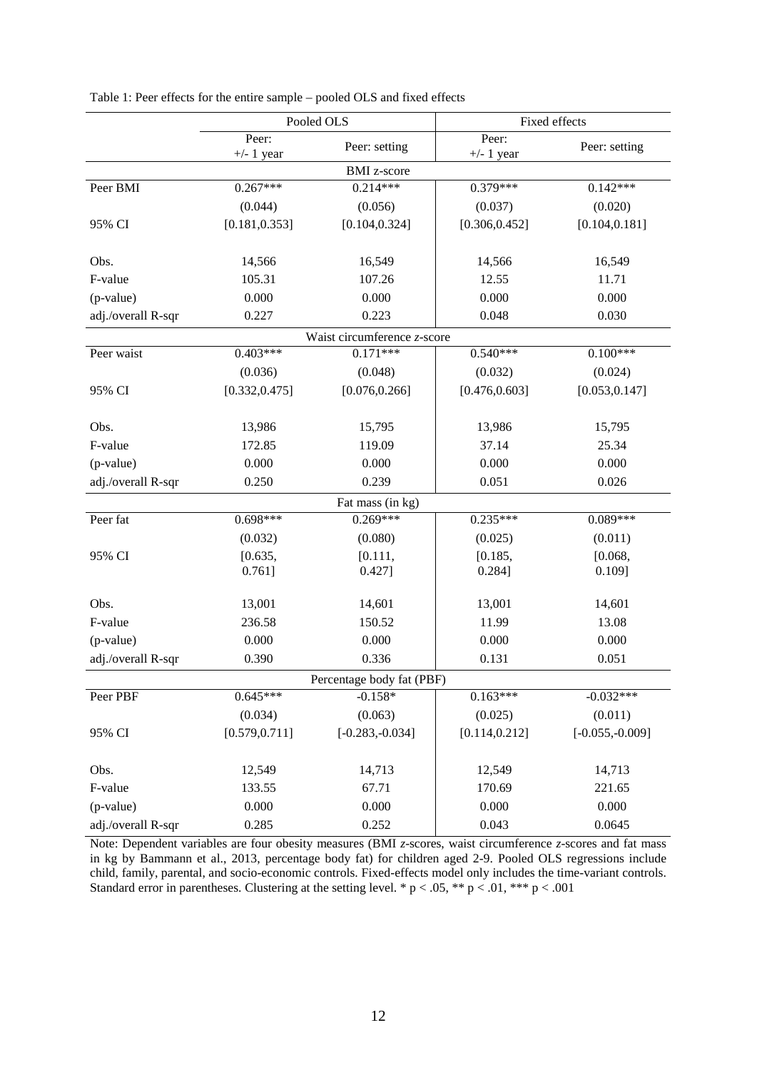Table 1: Peer effects for the entire sample – pooled OLS and fixed effects

| | Pooled OLS | | Fixed effects | |
|---|---|---|---|---|
| | Peer: +/- 1 year | Peer: setting | Peer: +/- 1 year | Peer: setting |
| | | **BMI z-score** | | |
| Peer BMI | 0.267*** | 0.214*** | 0.379*** | 0.142*** |
| | (0.044) | (0.056) | (0.037) | (0.020) |
| 95% CI | [0.181,0.353] | [0.104,0.324] | [0.306,0.452] | [0.104,0.181] |
| Obs. | 14,566 | 16,549 | 14,566 | 16,549 |
| F-value | 105.31 | 107.26 | 12.55 | 11.71 |
| (p-value) | 0.000 | 0.000 | 0.000 | 0.000 |
| adj./overall R-sqr | 0.227 | 0.223 | 0.048 | 0.030 |
| | | **Waist circumference *z*-score** | | |
| Peer waist | 0.403*** | 0.171*** | 0.540*** | 0.100*** |
| | (0.036) | (0.048) | (0.032) | (0.024) |
| 95% CI | [0.332,0.475] | [0.076,0.266] | [0.476,0.603] | [0.053,0.147] |
| Obs. | 13,986 | 15,795 | 13,986 | 15,795 |
| F-value | 172.85 | 119.09 | 37.14 | 25.34 |
| (p-value) | 0.000 | 0.000 | 0.000 | 0.000 |
| adj./overall R-sqr | 0.250 | 0.239 | 0.051 | 0.026 |
| | | **Fat mass (in kg)** | | |
| Peer fat | 0.698*** | 0.269*** | 0.235*** | 0.089*** |
| | (0.032) | (0.080) | (0.025) | (0.011) |
| 95% CI | [0.635, 0.761] | [0.111, 0.427] | [0.185, 0.284] | [0.068, 0.109] |
| Obs. | 13,001 | 14,601 | 13,001 | 14,601 |
| F-value | 236.58 | 150.52 | 11.99 | 13.08 |
| (p-value) | 0.000 | 0.000 | 0.000 | 0.000 |
| adj./overall R-sqr | 0.390 | 0.336 | 0.131 | 0.051 |
| | | **Percentage body fat (PBF)** | | |
| Peer PBF | 0.645*** | -0.158* | 0.163*** | -0.032*** |
| | (0.034) | (0.063) | (0.025) | (0.011) |
| 95% CI | [0.579,0.711] | [-0.283,-0.034] | [0.114,0.212] | [-0.055,-0.009] |
| Obs. | 12,549 | 14,713 | 12,549 | 14,713 |
| F-value | 133.55 | 67.71 | 170.69 | 221.65 |
| (p-value) | 0.000 | 0.000 | 0.000 | 0.000 |
| adj./overall R-sqr | 0.285 | 0.252 | 0.043 | 0.0645 |

Note: Dependent variables are four obesity measures (BMI *z*-scores, waist circumference *z*-scores and fat mass in kg by Bammann et al., 2013, percentage body fat) for children aged 2-9. Pooled OLS regressions include child, family, parental, and socio-economic controls. Fixed-effects model only includes the time-variant controls. Standard error in parentheses. Clustering at the setting level. * $p < .05$, ** $p < .01$, *** $p < .001$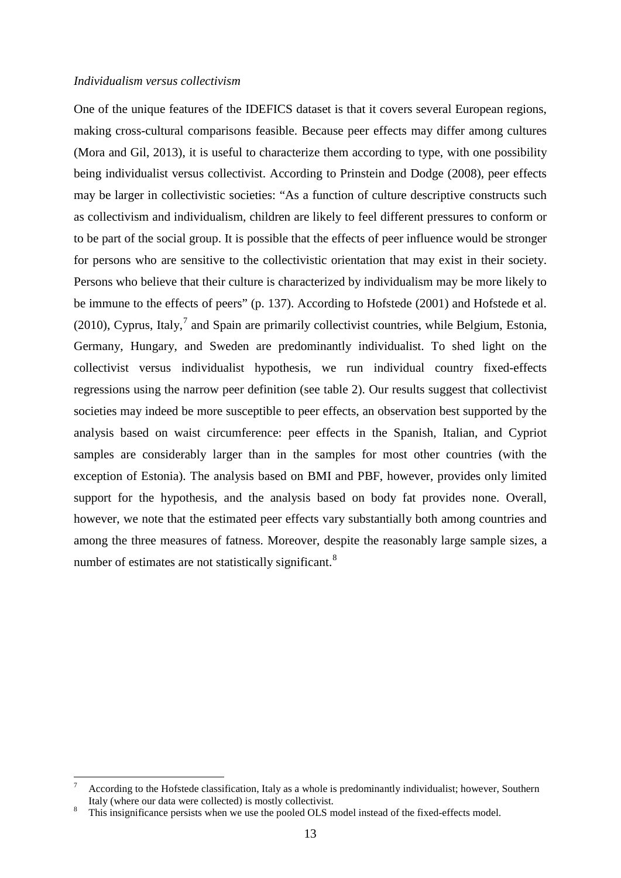*Individualism versus collectivism*

One of the unique features of the IDEFICS dataset is that it covers several European regions, making cross-cultural comparisons feasible. Because peer effects may differ among cultures (Mora and Gil, 2013), it is useful to characterize them according to type, with one possibility being individualist versus collectivist. According to Prinstein and Dodge (2008), peer effects may be larger in collectivistic societies: "As a function of culture descriptive constructs such as collectivism and individualism, children are likely to feel different pressures to conform or to be part of the social group. It is possible that the effects of peer influence would be stronger for persons who are sensitive to the collectivistic orientation that may exist in their society. Persons who believe that their culture is characterized by individualism may be more likely to be immune to the effects of peers" (p. 137). According to Hofstede (2001) and Hofstede et al. (2010), Cyprus, Italy,[7] and Spain are primarily collectivist countries, while Belgium, Estonia, Germany, Hungary, and Sweden are predominantly individualist. To shed light on the collectivist versus individualist hypothesis, we run individual country fixed-effects regressions using the narrow peer definition (see table 2). Our results suggest that collectivist societies may indeed be more susceptible to peer effects, an observation best supported by the analysis based on waist circumference: peer effects in the Spanish, Italian, and Cypriot samples are considerably larger than in the samples for most other countries (with the exception of Estonia). The analysis based on BMI and PBF, however, provides only limited support for the hypothesis, and the analysis based on body fat provides none. Overall, however, we note that the estimated peer effects vary substantially both among countries and among the three measures of fatness. Moreover, despite the reasonably large sample sizes, a number of estimates are not statistically significant.[8]

---

[7] According to the Hofstede classification, Italy as a whole is predominantly individualist; however, Southern Italy (where our data were collected) is mostly collectivist.

[8] This insignificance persists when we use the pooled OLS model instead of the fixed-effects model.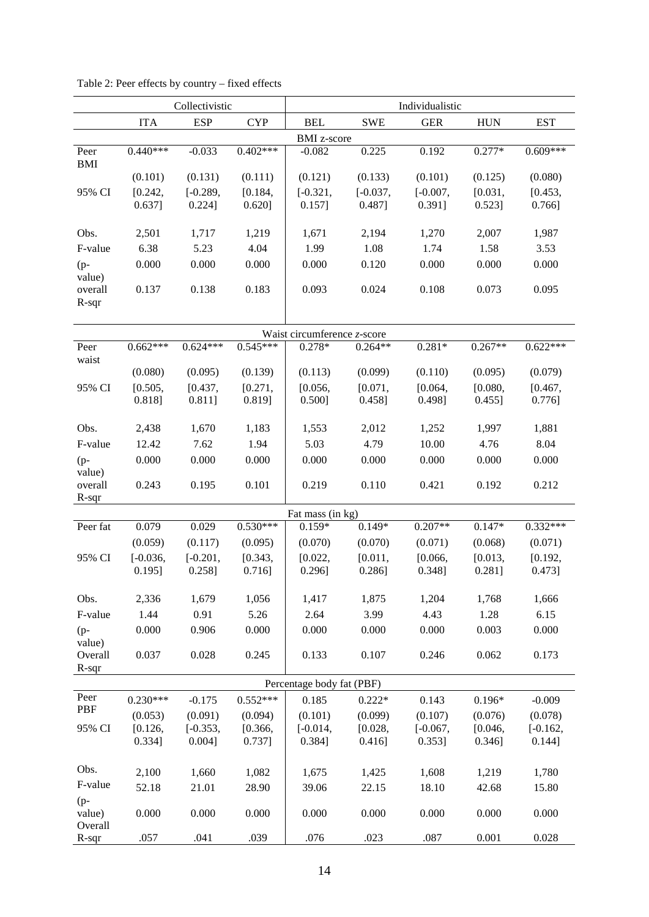Table 2: Peer effects by country – fixed effects

| | Collectivistic | | | Individualistic | | | | |
|---|---|---|---|---|---|---|---|---|
| | ITA | ESP | CYP | BEL | SWE | GER | HUN | EST |
| **BMI z-score** | | | | | | | | |
| Peer BMI | 0.440*** | -0.033 | 0.402*** | -0.082 | 0.225 | 0.192 | 0.277* | 0.609*** |
| | (0.101) | (0.131) | (0.111) | (0.121) | (0.133) | (0.101) | (0.125) | (0.080) |
| 95% CI | [0.242, 0.637] | [-0.289, 0.224] | [0.184, 0.620] | [-0.321, 0.157] | [-0.037, 0.487] | [-0.007, 0.391] | [0.031, 0.523] | [0.453, 0.766] |
| Obs. | 2,501 | 1,717 | 1,219 | 1,671 | 2,194 | 1,270 | 2,007 | 1,987 |
| F-value | 6.38 | 5.23 | 4.04 | 1.99 | 1.08 | 1.74 | 1.58 | 3.53 |
| (p-value) | 0.000 | 0.000 | 0.000 | 0.000 | 0.120 | 0.000 | 0.000 | 0.000 |
| overall R-sqr | 0.137 | 0.138 | 0.183 | 0.093 | 0.024 | 0.108 | 0.073 | 0.095 |
| **Waist circumference z-score** | | | | | | | | |
| Peer waist | 0.662*** | 0.624*** | 0.545*** | 0.278* | 0.264** | 0.281* | 0.267** | 0.622*** |
| | (0.080) | (0.095) | (0.139) | (0.113) | (0.099) | (0.110) | (0.095) | (0.079) |
| 95% CI | [0.505, 0.818] | [0.437, 0.811] | [0.271, 0.819] | [0.056, 0.500] | [0.071, 0.458] | [0.064, 0.498] | [0.080, 0.455] | [0.467, 0.776] |
| Obs. | 2,438 | 1,670 | 1,183 | 1,553 | 2,012 | 1,252 | 1,997 | 1,881 |
| F-value | 12.42 | 7.62 | 1.94 | 5.03 | 4.79 | 10.00 | 4.76 | 8.04 |
| (p-value) | 0.000 | 0.000 | 0.000 | 0.000 | 0.000 | 0.000 | 0.000 | 0.000 |
| overall R-sqr | 0.243 | 0.195 | 0.101 | 0.219 | 0.110 | 0.421 | 0.192 | 0.212 |
| **Fat mass (in kg)** | | | | | | | | |
| Peer fat | 0.079 | 0.029 | 0.530*** | 0.159* | 0.149* | 0.207** | 0.147* | 0.332*** |
| | (0.059) | (0.117) | (0.095) | (0.070) | (0.070) | (0.071) | (0.068) | (0.071) |
| 95% CI | [-0.036, 0.195] | [-0.201, 0.258] | [0.343, 0.716] | [0.022, 0.296] | [0.011, 0.286] | [0.066, 0.348] | [0.013, 0.281] | [0.192, 0.473] |
| Obs. | 2,336 | 1,679 | 1,056 | 1,417 | 1,875 | 1,204 | 1,768 | 1,666 |
| F-value | 1.44 | 0.91 | 5.26 | 2.64 | 3.99 | 4.43 | 1.28 | 6.15 |
| (p-value) | 0.000 | 0.906 | 0.000 | 0.000 | 0.000 | 0.000 | 0.003 | 0.000 |
| Overall R-sqr | 0.037 | 0.028 | 0.245 | 0.133 | 0.107 | 0.246 | 0.062 | 0.173 |
| **Percentage body fat (PBF)** | | | | | | | | |
| Peer PBF | 0.230*** | -0.175 | 0.552*** | 0.185 | 0.222* | 0.143 | 0.196* | -0.009 |
| | (0.053) | (0.091) | (0.094) | (0.101) | (0.099) | (0.107) | (0.076) | (0.078) |
| 95% CI | [0.126, 0.334] | [-0.353, 0.004] | [0.366, 0.737] | [-0.014, 0.384] | [0.028, 0.416] | [-0.067, 0.353] | [0.046, 0.346] | [-0.162, 0.144] |
| Obs. | 2,100 | 1,660 | 1,082 | 1,675 | 1,425 | 1,608 | 1,219 | 1,780 |
| F-value | 52.18 | 21.01 | 28.90 | 39.06 | 22.15 | 18.10 | 42.68 | 15.80 |
| (p-value) | 0.000 | 0.000 | 0.000 | 0.000 | 0.000 | 0.000 | 0.000 | 0.000 |
| Overall R-sqr | .057 | .041 | .039 | .076 | .023 | .087 | 0.001 | 0.028 |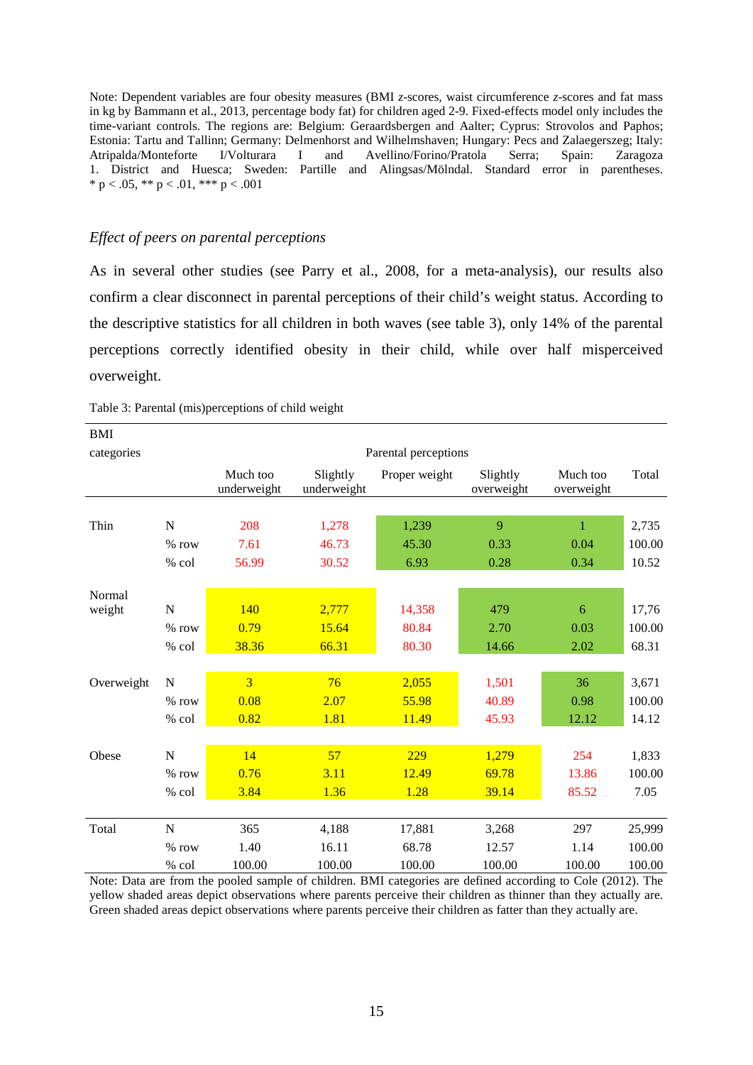Note: Dependent variables are four obesity measures (BMI z-scores, waist circumference z-scores and fat mass in kg by Bammann et al., 2013, percentage body fat) for children aged 2-9. Fixed-effects model only includes the time-variant controls. The regions are: Belgium: Geraardsbergen and Aalter; Cyprus: Strovolos and Paphos; Estonia: Tartu and Tallinn; Germany: Delmenhorst and Wilhelmshaven; Hungary: Pecs and Zalaegerszeg; Italy: Atripalda/Monteforte I/Volturara I and Avellino/Forino/Pratola Serra; Spain: Zaragoza 1. District and Huesca; Sweden: Partille and Alingsas/Mölndal. Standard error in parentheses. * p < .05, ** p < .01, *** p < .001

*Effect of peers on parental perceptions*

As in several other studies (see Parry et al., 2008, for a meta-analysis), our results also confirm a clear disconnect in parental perceptions of their child's weight status. According to the descriptive statistics for all children in both waves (see table 3), only 14% of the parental perceptions correctly identified obesity in their child, while over half misperceived overweight.

Table 3: Parental (mis)perceptions of child weight

| BMI categories | | Parental perceptions | | | | | |
|---|---|---|---|---|---|---|---|
| | | Much too underweight | Slightly underweight | Proper weight | Slightly overweight | Much too overweight | Total |
| Thin | N | 208 | 1,278 | 1,239 | 9 | 1 | 2,735 |
| | % row | 7.61 | 46.73 | 45.30 | 0.33 | 0.04 | 100.00 |
| | % col | 56.99 | 30.52 | 6.93 | 0.28 | 0.34 | 10.52 |
| Normal weight | N | 140 | 2,777 | 14,358 | 479 | 6 | 17,76 |
| | % row | 0.79 | 15.64 | 80.84 | 2.70 | 0.03 | 100.00 |
| | % col | 38.36 | 66.31 | 80.30 | 14.66 | 2.02 | 68.31 |
| Overweight | N | 3 | 76 | 2,055 | 1,501 | 36 | 3,671 |
| | % row | 0.08 | 2.07 | 55.98 | 40.89 | 0.98 | 100.00 |
| | % col | 0.82 | 1.81 | 11.49 | 45.93 | 12.12 | 14.12 |
| Obese | N | 14 | 57 | 229 | 1,279 | 254 | 1,833 |
| | % row | 0.76 | 3.11 | 12.49 | 69.78 | 13.86 | 100.00 |
| | % col | 3.84 | 1.36 | 1.28 | 39.14 | 85.52 | 7.05 |
| Total | N | 365 | 4,188 | 17,881 | 3,268 | 297 | 25,999 |
| | % row | 1.40 | 16.11 | 68.78 | 12.57 | 1.14 | 100.00 |
| | % col | 100.00 | 100.00 | 100.00 | 100.00 | 100.00 | 100.00 |

Note: Data are from the pooled sample of children. BMI categories are defined according to Cole (2012). The yellow shaded areas depict observations where parents perceive their children as thinner than they actually are. Green shaded areas depict observations where parents perceive their children as fatter than they actually are.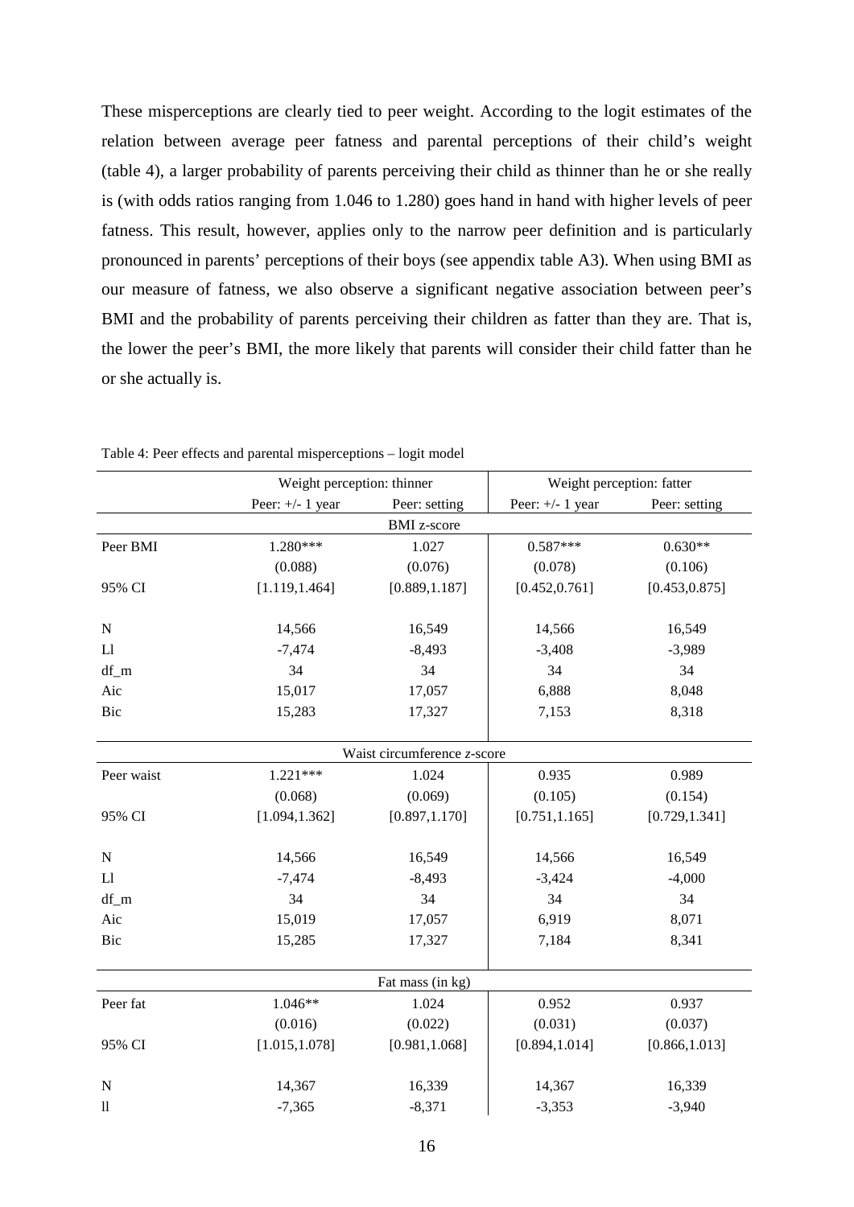These misperceptions are clearly tied to peer weight. According to the logit estimates of the relation between average peer fatness and parental perceptions of their child's weight (table 4), a larger probability of parents perceiving their child as thinner than he or she really is (with odds ratios ranging from 1.046 to 1.280) goes hand in hand with higher levels of peer fatness. This result, however, applies only to the narrow peer definition and is particularly pronounced in parents' perceptions of their boys (see appendix table A3). When using BMI as our measure of fatness, we also observe a significant negative association between peer's BMI and the probability of parents perceiving their children as fatter than they are. That is, the lower the peer's BMI, the more likely that parents will consider their child fatter than he or she actually is.

Table 4: Peer effects and parental misperceptions – logit model

| | Weight perception: thinner | | Weight perception: fatter | |
|---|---|---|---|---|
| | Peer: +/- 1 year | Peer: setting | Peer: +/- 1 year | Peer: setting |
| | | BMI z-score | | |
| Peer BMI | 1.280*** | 1.027 | 0.587*** | 0.630** |
| | (0.088) | (0.076) | (0.078) | (0.106) |
| 95% CI | [1.119,1.464] | [0.889,1.187] | [0.452,0.761] | [0.453,0.875] |
| N | 14,566 | 16,549 | 14,566 | 16,549 |
| Ll | -7,474 | -8,493 | -3,408 | -3,989 |
| df_m | 34 | 34 | 34 | 34 |
| Aic | 15,017 | 17,057 | 6,888 | 8,048 |
| Bic | 15,283 | 17,327 | 7,153 | 8,318 |
| | | Waist circumference *z*-score | | |
| Peer waist | 1.221*** | 1.024 | 0.935 | 0.989 |
| | (0.068) | (0.069) | (0.105) | (0.154) |
| 95% CI | [1.094,1.362] | [0.897,1.170] | [0.751,1.165] | [0.729,1.341] |
| N | 14,566 | 16,549 | 14,566 | 16,549 |
| Ll | -7,474 | -8,493 | -3,424 | -4,000 |
| df_m | 34 | 34 | 34 | 34 |
| Aic | 15,019 | 17,057 | 6,919 | 8,071 |
| Bic | 15,285 | 17,327 | 7,184 | 8,341 |
| | | Fat mass (in kg) | | |
| Peer fat | 1.046** | 1.024 | 0.952 | 0.937 |
| | (0.016) | (0.022) | (0.031) | (0.037) |
| 95% CI | [1.015,1.078] | [0.981,1.068] | [0.894,1.014] | [0.866,1.013] |
| N | 14,367 | 16,339 | 14,367 | 16,339 |
| ll | -7,365 | -8,371 | -3,353 | -3,940 |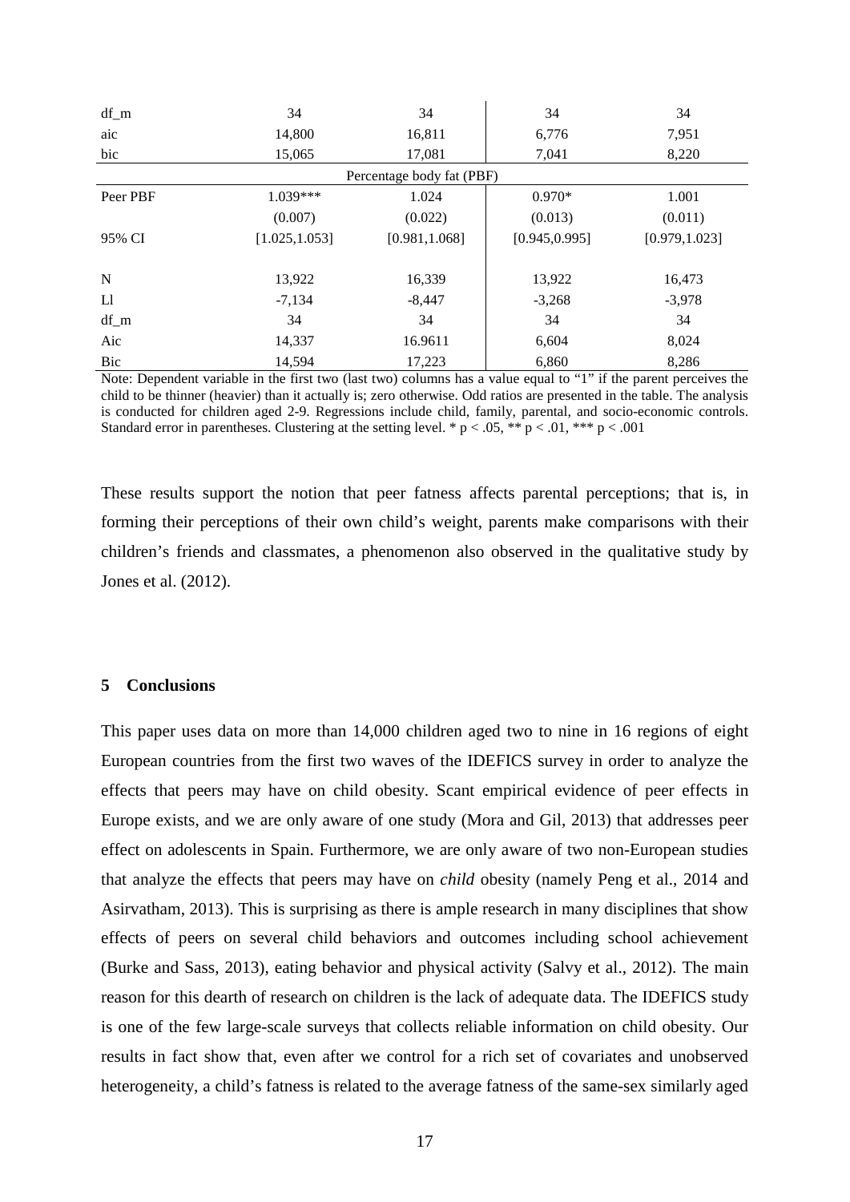| | | | | |
|---|---|---|---|---|
| df_m | 34 | 34 | 34 | 34 |
| aic | 14,800 | 16,811 | 6,776 | 7,951 |
| bic | 15,065 | 17,081 | 7,041 | 8,220 |
| | | Percentage body fat (PBF) | | |
| Peer PBF | 1.039*** | 1.024 | 0.970* | 1.001 |
| | (0.007) | (0.022) | (0.013) | (0.011) |
| 95% CI | [1.025,1.053] | [0.981,1.068] | [0.945,0.995] | [0.979,1.023] |
| N | 13,922 | 16,339 | 13,922 | 16,473 |
| Ll | -7,134 | -8,447 | -3,268 | -3,978 |
| df_m | 34 | 34 | 34 | 34 |
| Aic | 14,337 | 16.9611 | 6,604 | 8,024 |
| Bic | 14,594 | 17,223 | 6,860 | 8,286 |

Note: Dependent variable in the first two (last two) columns has a value equal to "1" if the parent perceives the child to be thinner (heavier) than it actually is; zero otherwise. Odd ratios are presented in the table. The analysis is conducted for children aged 2-9. Regressions include child, family, parental, and socio-economic controls. Standard error in parentheses. Clustering at the setting level. * $p < .05$, ** $p < .01$, *** $p < .001$

These results support the notion that peer fatness affects parental perceptions; that is, in forming their perceptions of their own child's weight, parents make comparisons with their children's friends and classmates, a phenomenon also observed in the qualitative study by Jones et al. (2012).

## 5 Conclusions

This paper uses data on more than 14,000 children aged two to nine in 16 regions of eight European countries from the first two waves of the IDEFICS survey in order to analyze the effects that peers may have on child obesity. Scant empirical evidence of peer effects in Europe exists, and we are only aware of one study (Mora and Gil, 2013) that addresses peer effect on adolescents in Spain. Furthermore, we are only aware of two non-European studies that analyze the effects that peers may have on *child* obesity (namely Peng et al., 2014 and Asirvatham, 2013). This is surprising as there is ample research in many disciplines that show effects of peers on several child behaviors and outcomes including school achievement (Burke and Sass, 2013), eating behavior and physical activity (Salvy et al., 2012). The main reason for this dearth of research on children is the lack of adequate data. The IDEFICS study is one of the few large-scale surveys that collects reliable information on child obesity. Our results in fact show that, even after we control for a rich set of covariates and unobserved heterogeneity, a child's fatness is related to the average fatness of the same-sex similarly aged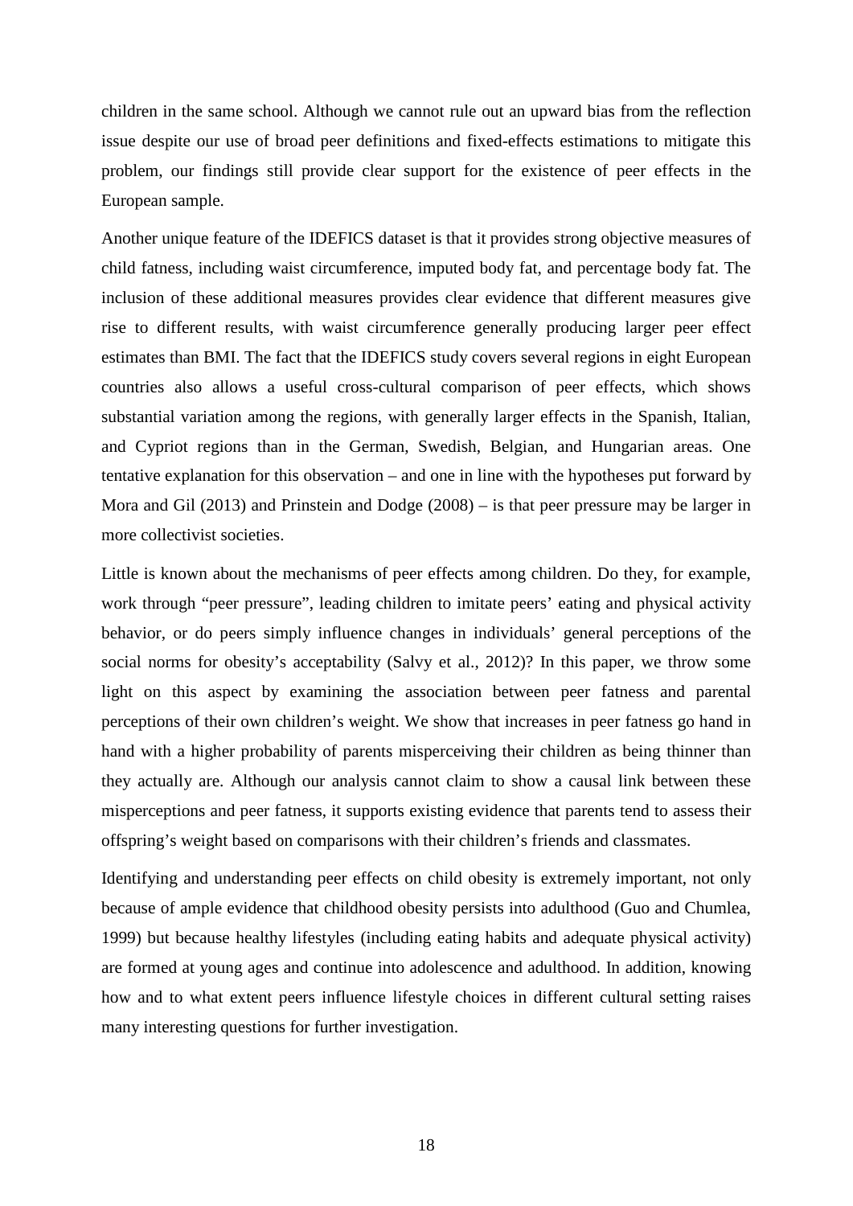children in the same school. Although we cannot rule out an upward bias from the reflection issue despite our use of broad peer definitions and fixed-effects estimations to mitigate this problem, our findings still provide clear support for the existence of peer effects in the European sample.

Another unique feature of the IDEFICS dataset is that it provides strong objective measures of child fatness, including waist circumference, imputed body fat, and percentage body fat. The inclusion of these additional measures provides clear evidence that different measures give rise to different results, with waist circumference generally producing larger peer effect estimates than BMI. The fact that the IDEFICS study covers several regions in eight European countries also allows a useful cross-cultural comparison of peer effects, which shows substantial variation among the regions, with generally larger effects in the Spanish, Italian, and Cypriot regions than in the German, Swedish, Belgian, and Hungarian areas. One tentative explanation for this observation – and one in line with the hypotheses put forward by Mora and Gil (2013) and Prinstein and Dodge (2008) – is that peer pressure may be larger in more collectivist societies.

Little is known about the mechanisms of peer effects among children. Do they, for example, work through "peer pressure", leading children to imitate peers' eating and physical activity behavior, or do peers simply influence changes in individuals' general perceptions of the social norms for obesity's acceptability (Salvy et al., 2012)? In this paper, we throw some light on this aspect by examining the association between peer fatness and parental perceptions of their own children's weight. We show that increases in peer fatness go hand in hand with a higher probability of parents misperceiving their children as being thinner than they actually are. Although our analysis cannot claim to show a causal link between these misperceptions and peer fatness, it supports existing evidence that parents tend to assess their offspring's weight based on comparisons with their children's friends and classmates.

Identifying and understanding peer effects on child obesity is extremely important, not only because of ample evidence that childhood obesity persists into adulthood (Guo and Chumlea, 1999) but because healthy lifestyles (including eating habits and adequate physical activity) are formed at young ages and continue into adolescence and adulthood. In addition, knowing how and to what extent peers influence lifestyle choices in different cultural setting raises many interesting questions for further investigation.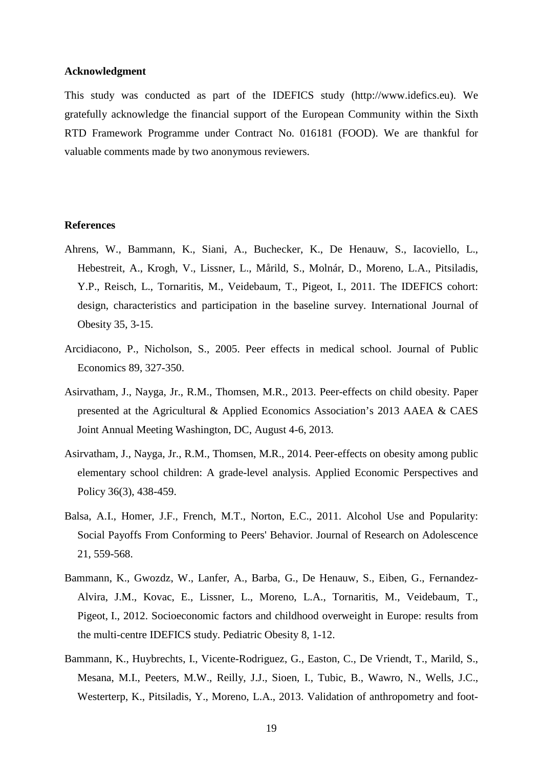### Acknowledgment

This study was conducted as part of the IDEFICS study (http://www.idefics.eu). We gratefully acknowledge the financial support of the European Community within the Sixth RTD Framework Programme under Contract No. 016181 (FOOD). We are thankful for valuable comments made by two anonymous reviewers.

### References

Ahrens, W., Bammann, K., Siani, A., Buchecker, K., De Henauw, S., Iacoviello, L., Hebestreit, A., Krogh, V., Lissner, L., Mårild, S., Molnár, D., Moreno, L.A., Pitsiladis, Y.P., Reisch, L., Tornaritis, M., Veidebaum, T., Pigeot, I., 2011. The IDEFICS cohort: design, characteristics and participation in the baseline survey. International Journal of Obesity 35, 3-15.

Arcidiacono, P., Nicholson, S., 2005. Peer effects in medical school. Journal of Public Economics 89, 327-350.

Asirvatham, J., Nayga, Jr., R.M., Thomsen, M.R., 2013. Peer-effects on child obesity. Paper presented at the Agricultural & Applied Economics Association's 2013 AAEA & CAES Joint Annual Meeting Washington, DC, August 4-6, 2013.

Asirvatham, J., Nayga, Jr., R.M., Thomsen, M.R., 2014. Peer-effects on obesity among public elementary school children: A grade-level analysis. Applied Economic Perspectives and Policy 36(3), 438-459.

Balsa, A.I., Homer, J.F., French, M.T., Norton, E.C., 2011. Alcohol Use and Popularity: Social Payoffs From Conforming to Peers' Behavior. Journal of Research on Adolescence 21, 559-568.

Bammann, K., Gwozdz, W., Lanfer, A., Barba, G., De Henauw, S., Eiben, G., Fernandez-Alvira, J.M., Kovac, E., Lissner, L., Moreno, L.A., Tornaritis, M., Veidebaum, T., Pigeot, I., 2012. Socioeconomic factors and childhood overweight in Europe: results from the multi-centre IDEFICS study. Pediatric Obesity 8, 1-12.

Bammann, K., Huybrechts, I., Vicente-Rodriguez, G., Easton, C., De Vriendt, T., Marild, S., Mesana, M.I., Peeters, M.W., Reilly, J.J., Sioen, I., Tubic, B., Wawro, N., Wells, J.C., Westerterp, K., Pitsiladis, Y., Moreno, L.A., 2013. Validation of anthropometry and foot-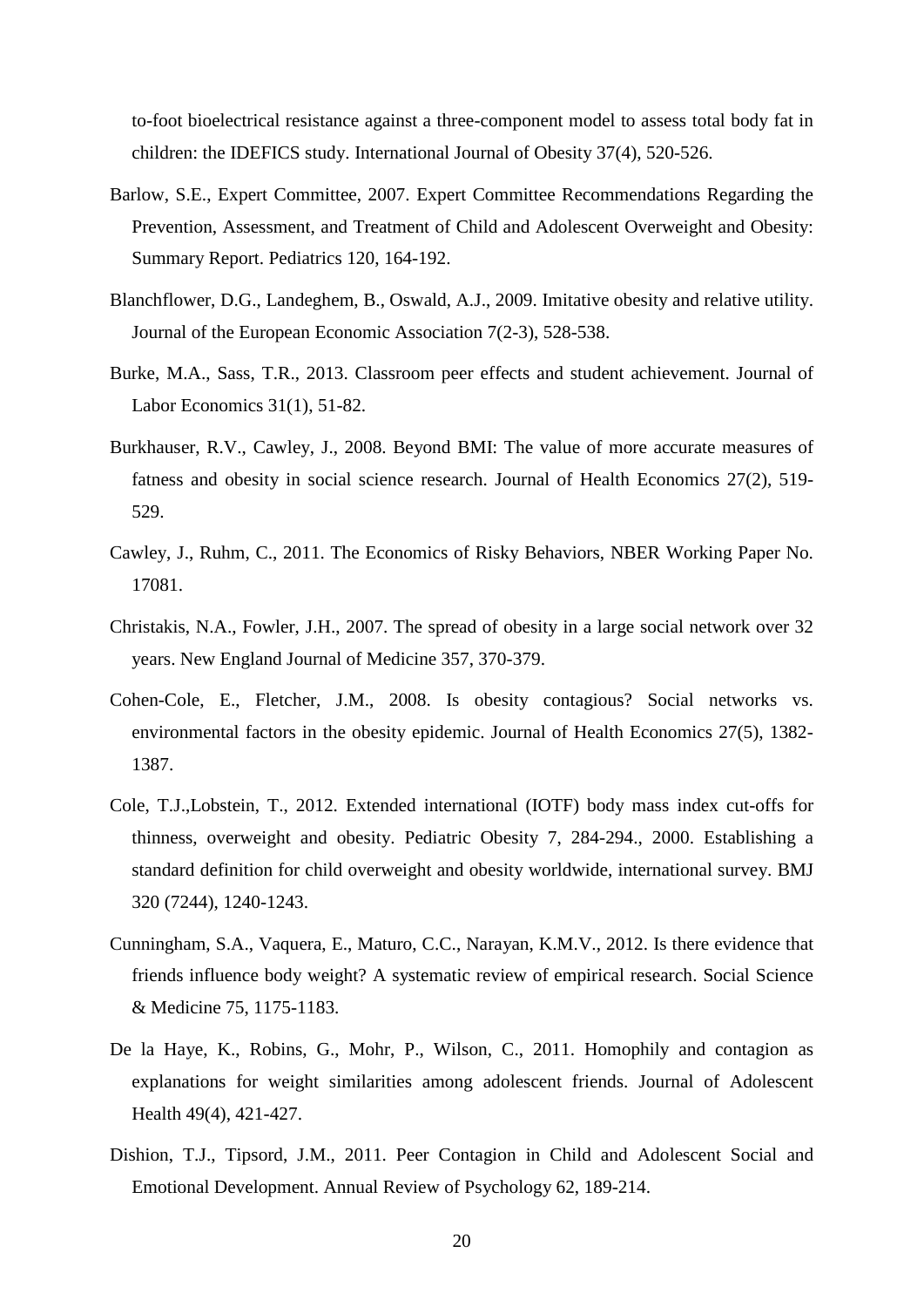to-foot bioelectrical resistance against a three-component model to assess total body fat in children: the IDEFICS study. International Journal of Obesity 37(4), 520-526.

Barlow, S.E., Expert Committee, 2007. Expert Committee Recommendations Regarding the Prevention, Assessment, and Treatment of Child and Adolescent Overweight and Obesity: Summary Report. Pediatrics 120, 164-192.

Blanchflower, D.G., Landeghem, B., Oswald, A.J., 2009. Imitative obesity and relative utility. Journal of the European Economic Association 7(2-3), 528-538.

Burke, M.A., Sass, T.R., 2013. Classroom peer effects and student achievement. Journal of Labor Economics 31(1), 51-82.

Burkhauser, R.V., Cawley, J., 2008. Beyond BMI: The value of more accurate measures of fatness and obesity in social science research. Journal of Health Economics 27(2), 519-529.

Cawley, J., Ruhm, C., 2011. The Economics of Risky Behaviors, NBER Working Paper No. 17081.

Christakis, N.A., Fowler, J.H., 2007. The spread of obesity in a large social network over 32 years. New England Journal of Medicine 357, 370-379.

Cohen-Cole, E., Fletcher, J.M., 2008. Is obesity contagious? Social networks vs. environmental factors in the obesity epidemic. Journal of Health Economics 27(5), 1382-1387.

Cole, T.J.,Lobstein, T., 2012. Extended international (IOTF) body mass index cut-offs for thinness, overweight and obesity. Pediatric Obesity 7, 284-294., 2000. Establishing a standard definition for child overweight and obesity worldwide, international survey. BMJ 320 (7244), 1240-1243.

Cunningham, S.A., Vaquera, E., Maturo, C.C., Narayan, K.M.V., 2012. Is there evidence that friends influence body weight? A systematic review of empirical research. Social Science & Medicine 75, 1175-1183.

De la Haye, K., Robins, G., Mohr, P., Wilson, C., 2011. Homophily and contagion as explanations for weight similarities among adolescent friends. Journal of Adolescent Health 49(4), 421-427.

Dishion, T.J., Tipsord, J.M., 2011. Peer Contagion in Child and Adolescent Social and Emotional Development. Annual Review of Psychology 62, 189-214.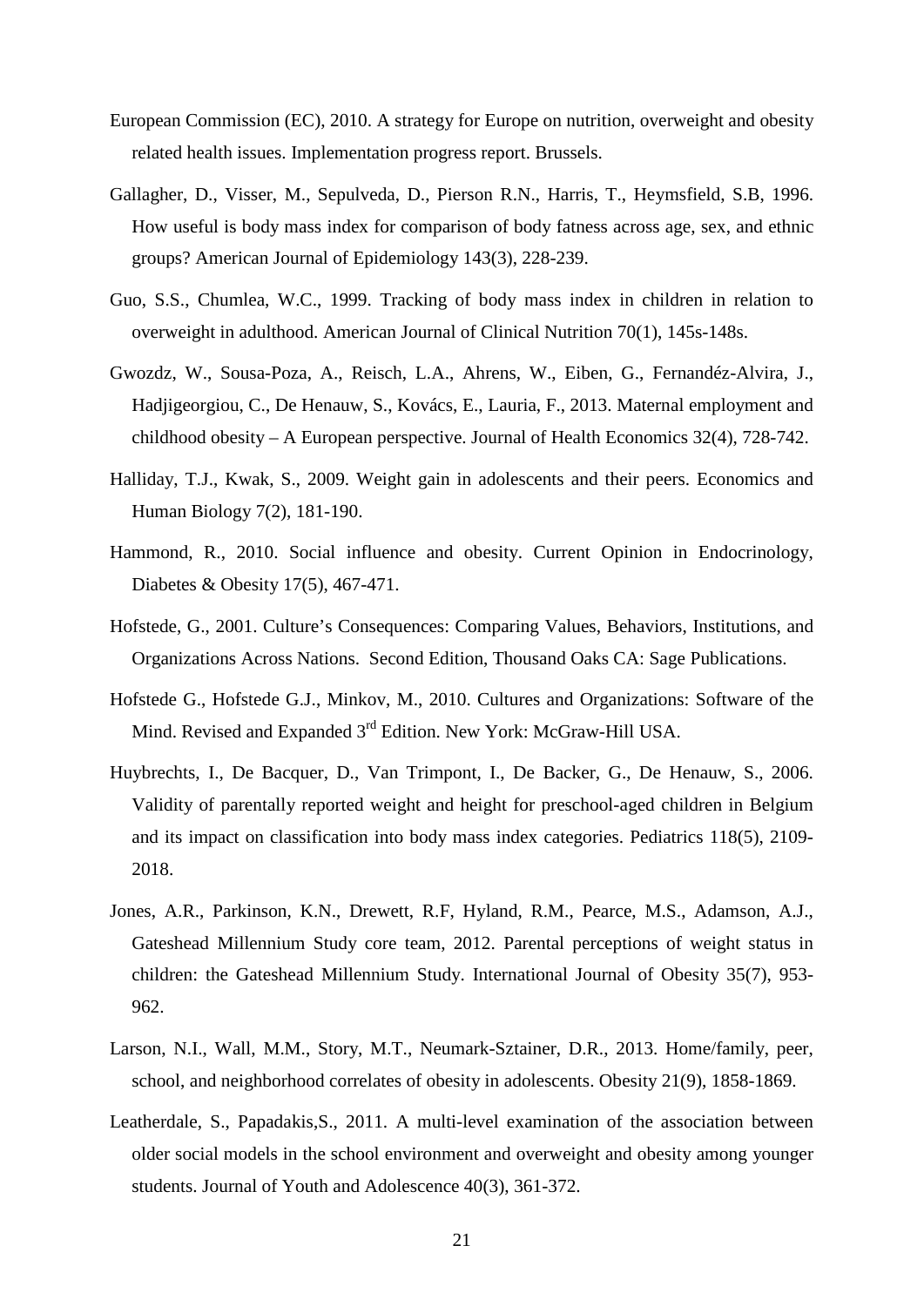European Commission (EC), 2010. A strategy for Europe on nutrition, overweight and obesity related health issues. Implementation progress report. Brussels.

Gallagher, D., Visser, M., Sepulveda, D., Pierson R.N., Harris, T., Heymsfield, S.B, 1996. How useful is body mass index for comparison of body fatness across age, sex, and ethnic groups? American Journal of Epidemiology 143(3), 228-239.

Guo, S.S., Chumlea, W.C., 1999. Tracking of body mass index in children in relation to overweight in adulthood. American Journal of Clinical Nutrition 70(1), 145s-148s.

Gwozdz, W., Sousa-Poza, A., Reisch, L.A., Ahrens, W., Eiben, G., Fernandéz-Alvira, J., Hadjigeorgiou, C., De Henauw, S., Kovács, E., Lauria, F., 2013. Maternal employment and childhood obesity – A European perspective. Journal of Health Economics 32(4), 728-742.

Halliday, T.J., Kwak, S., 2009. Weight gain in adolescents and their peers. Economics and Human Biology 7(2), 181-190.

Hammond, R., 2010. Social influence and obesity. Current Opinion in Endocrinology, Diabetes & Obesity 17(5), 467-471.

Hofstede, G., 2001. Culture's Consequences: Comparing Values, Behaviors, Institutions, and Organizations Across Nations. Second Edition, Thousand Oaks CA: Sage Publications.

Hofstede G., Hofstede G.J., Minkov, M., 2010. Cultures and Organizations: Software of the Mind. Revised and Expanded 3rd Edition. New York: McGraw-Hill USA.

Huybrechts, I., De Bacquer, D., Van Trimpont, I., De Backer, G., De Henauw, S., 2006. Validity of parentally reported weight and height for preschool-aged children in Belgium and its impact on classification into body mass index categories. Pediatrics 118(5), 2109-2018.

Jones, A.R., Parkinson, K.N., Drewett, R.F, Hyland, R.M., Pearce, M.S., Adamson, A.J., Gateshead Millennium Study core team, 2012. Parental perceptions of weight status in children: the Gateshead Millennium Study. International Journal of Obesity 35(7), 953-962.

Larson, N.I., Wall, M.M., Story, M.T., Neumark-Sztainer, D.R., 2013. Home/family, peer, school, and neighborhood correlates of obesity in adolescents. Obesity 21(9), 1858-1869.

Leatherdale, S., Papadakis,S., 2011. A multi-level examination of the association between older social models in the school environment and overweight and obesity among younger students. Journal of Youth and Adolescence 40(3), 361-372.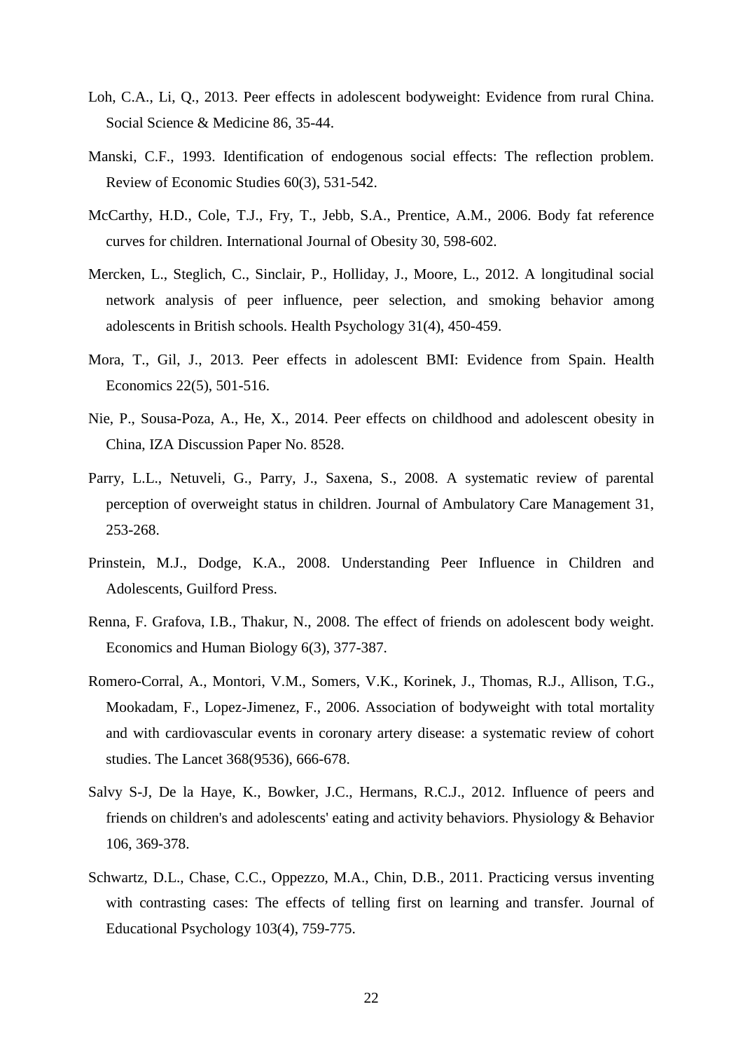Loh, C.A., Li, Q., 2013. Peer effects in adolescent bodyweight: Evidence from rural China. Social Science & Medicine 86, 35-44.

Manski, C.F., 1993. Identification of endogenous social effects: The reflection problem. Review of Economic Studies 60(3), 531-542.

McCarthy, H.D., Cole, T.J., Fry, T., Jebb, S.A., Prentice, A.M., 2006. Body fat reference curves for children. International Journal of Obesity 30, 598-602.

Mercken, L., Steglich, C., Sinclair, P., Holliday, J., Moore, L., 2012. A longitudinal social network analysis of peer influence, peer selection, and smoking behavior among adolescents in British schools. Health Psychology 31(4), 450-459.

Mora, T., Gil, J., 2013. Peer effects in adolescent BMI: Evidence from Spain. Health Economics 22(5), 501-516.

Nie, P., Sousa-Poza, A., He, X., 2014. Peer effects on childhood and adolescent obesity in China, IZA Discussion Paper No. 8528.

Parry, L.L., Netuveli, G., Parry, J., Saxena, S., 2008. A systematic review of parental perception of overweight status in children. Journal of Ambulatory Care Management 31, 253-268.

Prinstein, M.J., Dodge, K.A., 2008. Understanding Peer Influence in Children and Adolescents, Guilford Press.

Renna, F. Grafova, I.B., Thakur, N., 2008. The effect of friends on adolescent body weight. Economics and Human Biology 6(3), 377-387.

Romero-Corral, A., Montori, V.M., Somers, V.K., Korinek, J., Thomas, R.J., Allison, T.G., Mookadam, F., Lopez-Jimenez, F., 2006. Association of bodyweight with total mortality and with cardiovascular events in coronary artery disease: a systematic review of cohort studies. The Lancet 368(9536), 666-678.

Salvy S-J, De la Haye, K., Bowker, J.C., Hermans, R.C.J., 2012. Influence of peers and friends on children's and adolescents' eating and activity behaviors. Physiology & Behavior 106, 369-378.

Schwartz, D.L., Chase, C.C., Oppezzo, M.A., Chin, D.B., 2011. Practicing versus inventing with contrasting cases: The effects of telling first on learning and transfer. Journal of Educational Psychology 103(4), 759-775.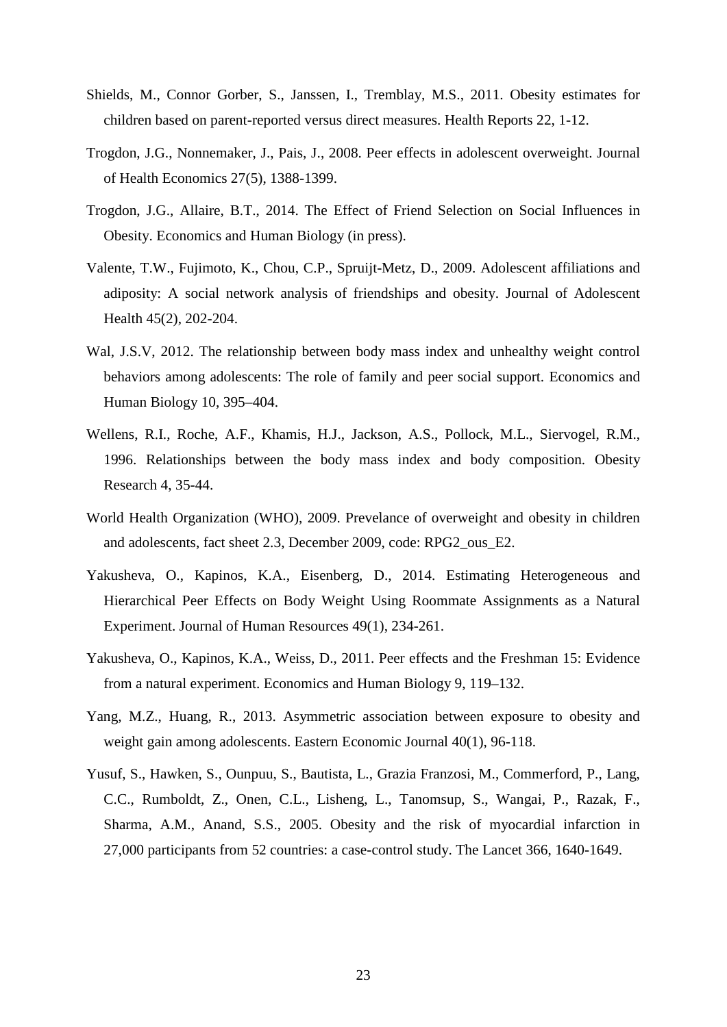Shields, M., Connor Gorber, S., Janssen, I., Tremblay, M.S., 2011. Obesity estimates for children based on parent-reported versus direct measures. Health Reports 22, 1-12.

Trogdon, J.G., Nonnemaker, J., Pais, J., 2008. Peer effects in adolescent overweight. Journal of Health Economics 27(5), 1388-1399.

Trogdon, J.G., Allaire, B.T., 2014. The Effect of Friend Selection on Social Influences in Obesity. Economics and Human Biology (in press).

Valente, T.W., Fujimoto, K., Chou, C.P., Spruijt-Metz, D., 2009. Adolescent affiliations and adiposity: A social network analysis of friendships and obesity. Journal of Adolescent Health 45(2), 202-204.

Wal, J.S.V, 2012. The relationship between body mass index and unhealthy weight control behaviors among adolescents: The role of family and peer social support. Economics and Human Biology 10, 395–404.

Wellens, R.I., Roche, A.F., Khamis, H.J., Jackson, A.S., Pollock, M.L., Siervogel, R.M., 1996. Relationships between the body mass index and body composition. Obesity Research 4, 35-44.

World Health Organization (WHO), 2009. Prevelance of overweight and obesity in children and adolescents, fact sheet 2.3, December 2009, code: RPG2_ous_E2.

Yakusheva, O., Kapinos, K.A., Eisenberg, D., 2014. Estimating Heterogeneous and Hierarchical Peer Effects on Body Weight Using Roommate Assignments as a Natural Experiment. Journal of Human Resources 49(1), 234-261.

Yakusheva, O., Kapinos, K.A., Weiss, D., 2011. Peer effects and the Freshman 15: Evidence from a natural experiment. Economics and Human Biology 9, 119–132.

Yang, M.Z., Huang, R., 2013. Asymmetric association between exposure to obesity and weight gain among adolescents. Eastern Economic Journal 40(1), 96-118.

Yusuf, S., Hawken, S., Ounpuu, S., Bautista, L., Grazia Franzosi, M., Commerford, P., Lang, C.C., Rumboldt, Z., Onen, C.L., Lisheng, L., Tanomsup, S., Wangai, P., Razak, F., Sharma, A.M., Anand, S.S., 2005. Obesity and the risk of myocardial infarction in 27,000 participants from 52 countries: a case-control study. The Lancet 366, 1640-1649.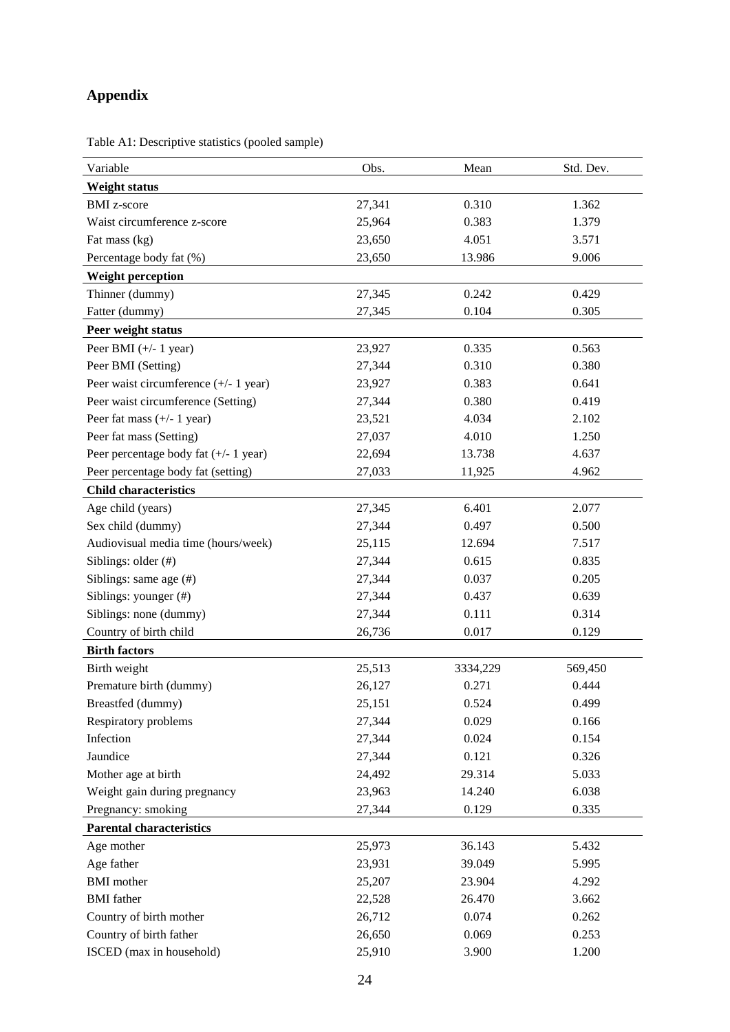# Appendix

Table A1: Descriptive statistics (pooled sample)

| Variable | Obs. | Mean | Std. Dev. |
|---|---|---|---|
| **Weight status** | | | |
| BMI z-score | 27,341 | 0.310 | 1.362 |
| Waist circumference z-score | 25,964 | 0.383 | 1.379 |
| Fat mass (kg) | 23,650 | 4.051 | 3.571 |
| Percentage body fat (%) | 23,650 | 13.986 | 9.006 |
| **Weight perception** | | | |
| Thinner (dummy) | 27,345 | 0.242 | 0.429 |
| Fatter (dummy) | 27,345 | 0.104 | 0.305 |
| **Peer weight status** | | | |
| Peer BMI (+/- 1 year) | 23,927 | 0.335 | 0.563 |
| Peer BMI (Setting) | 27,344 | 0.310 | 0.380 |
| Peer waist circumference (+/- 1 year) | 23,927 | 0.383 | 0.641 |
| Peer waist circumference (Setting) | 27,344 | 0.380 | 0.419 |
| Peer fat mass (+/- 1 year) | 23,521 | 4.034 | 2.102 |
| Peer fat mass (Setting) | 27,037 | 4.010 | 1.250 |
| Peer percentage body fat (+/- 1 year) | 22,694 | 13.738 | 4.637 |
| Peer percentage body fat (setting) | 27,033 | 11,925 | 4.962 |
| **Child characteristics** | | | |
| Age child (years) | 27,345 | 6.401 | 2.077 |
| Sex child (dummy) | 27,344 | 0.497 | 0.500 |
| Audiovisual media time (hours/week) | 25,115 | 12.694 | 7.517 |
| Siblings: older (#) | 27,344 | 0.615 | 0.835 |
| Siblings: same age (#) | 27,344 | 0.037 | 0.205 |
| Siblings: younger (#) | 27,344 | 0.437 | 0.639 |
| Siblings: none (dummy) | 27,344 | 0.111 | 0.314 |
| Country of birth child | 26,736 | 0.017 | 0.129 |
| **Birth factors** | | | |
| Birth weight | 25,513 | 3334,229 | 569,450 |
| Premature birth (dummy) | 26,127 | 0.271 | 0.444 |
| Breastfed (dummy) | 25,151 | 0.524 | 0.499 |
| Respiratory problems | 27,344 | 0.029 | 0.166 |
| Infection | 27,344 | 0.024 | 0.154 |
| Jaundice | 27,344 | 0.121 | 0.326 |
| Mother age at birth | 24,492 | 29.314 | 5.033 |
| Weight gain during pregnancy | 23,963 | 14.240 | 6.038 |
| Pregnancy: smoking | 27,344 | 0.129 | 0.335 |
| **Parental characteristics** | | | |
| Age mother | 25,973 | 36.143 | 5.432 |
| Age father | 23,931 | 39.049 | 5.995 |
| BMI mother | 25,207 | 23.904 | 4.292 |
| BMI father | 22,528 | 26.470 | 3.662 |
| Country of birth mother | 26,712 | 0.074 | 0.262 |
| Country of birth father | 26,650 | 0.069 | 0.253 |
| ISCED (max in household) | 25,910 | 3.900 | 1.200 |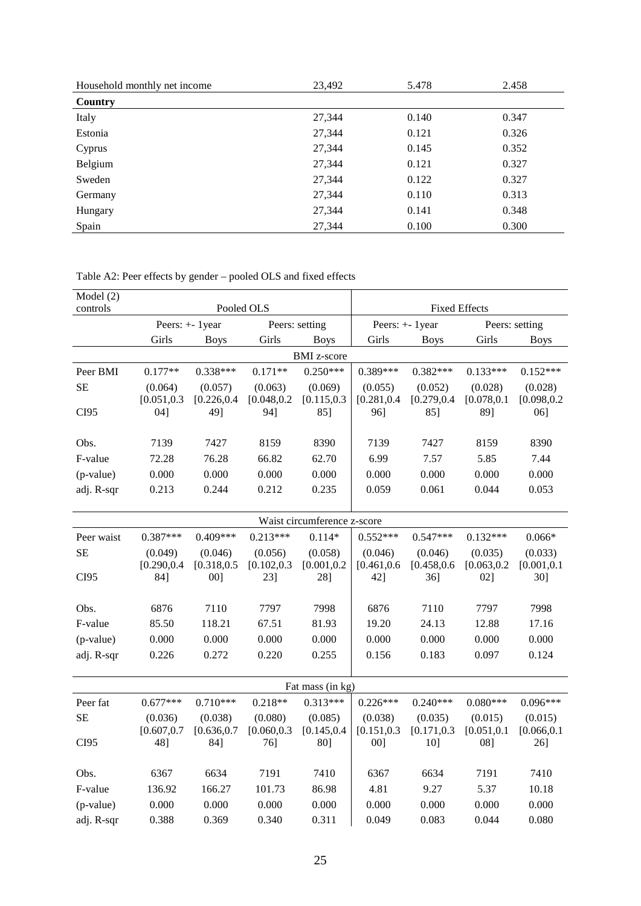| Household monthly net income | 23,492 | 5.478 | 2.458 |
|---|---|---|---|
| **Country** | | | |
| Italy | 27,344 | 0.140 | 0.347 |
| Estonia | 27,344 | 0.121 | 0.326 |
| Cyprus | 27,344 | 0.145 | 0.352 |
| Belgium | 27,344 | 0.121 | 0.327 |
| Sweden | 27,344 | 0.122 | 0.327 |
| Germany | 27,344 | 0.110 | 0.313 |
| Hungary | 27,344 | 0.141 | 0.348 |
| Spain | 27,344 | 0.100 | 0.300 |

Table A2: Peer effects by gender – pooled OLS and fixed effects

| Model (2) controls | Pooled OLS | | | | Fixed Effects | | | |
|---|---|---|---|---|---|---|---|---|
| | Peers: +- 1year | | Peers: setting | | Peers: +- 1year | | Peers: setting | |
| | Girls | Boys | Girls | Boys | Girls | Boys | Girls | Boys |
| | | | | BMI z-score | | | | |
| Peer BMI | 0.177** | 0.338*** | 0.171** | 0.250*** | 0.389*** | 0.382*** | 0.133*** | 0.152*** |
| SE | (0.064) | (0.057) | (0.063) | (0.069) | (0.055) | (0.052) | (0.028) | (0.028) |
| CI95 | [0.051,0.304] | [0.226,0.449] | [0.048,0.294] | [0.115,0.385] | [0.281,0.496] | [0.279,0.485] | [0.078,0.189] | [0.098,0.206] |
| Obs. | 7139 | 7427 | 8159 | 8390 | 7139 | 7427 | 8159 | 8390 |
| F-value | 72.28 | 76.28 | 66.82 | 62.70 | 6.99 | 7.57 | 5.85 | 7.44 |
| (p-value) | 0.000 | 0.000 | 0.000 | 0.000 | 0.000 | 0.000 | 0.000 | 0.000 |
| adj. R-sqr | 0.213 | 0.244 | 0.212 | 0.235 | 0.059 | 0.061 | 0.044 | 0.053 |
| | | | | Waist circumference z-score | | | | |
| Peer waist | 0.387*** | 0.409*** | 0.213*** | 0.114* | 0.552*** | 0.547*** | 0.132*** | 0.066* |
| SE | (0.049) | (0.046) | (0.056) | (0.058) | (0.046) | (0.046) | (0.035) | (0.033) |
| CI95 | [0.290,0.484] | [0.318,0.500] | [0.102,0.323] | [0.001,0.228] | [0.461,0.642] | [0.458,0.636] | [0.063,0.202] | [0.001,0.130] |
| Obs. | 6876 | 7110 | 7797 | 7998 | 6876 | 7110 | 7797 | 7998 |
| F-value | 85.50 | 118.21 | 67.51 | 81.93 | 19.20 | 24.13 | 12.88 | 17.16 |
| (p-value) | 0.000 | 0.000 | 0.000 | 0.000 | 0.000 | 0.000 | 0.000 | 0.000 |
| adj. R-sqr | 0.226 | 0.272 | 0.220 | 0.255 | 0.156 | 0.183 | 0.097 | 0.124 |
| | | | | Fat mass (in kg) | | | | |
| Peer fat | 0.677*** | 0.710*** | 0.218** | 0.313*** | 0.226*** | 0.240*** | 0.080*** | 0.096*** |
| SE | (0.036) | (0.038) | (0.080) | (0.085) | (0.038) | (0.035) | (0.015) | (0.015) |
| CI95 | [0.607,0.748] | [0.636,0.784] | [0.060,0.376] | [0.145,0.480] | [0.151,0.300] | [0.171,0.310] | [0.051,0.108] | [0.066,0.126] |
| Obs. | 6367 | 6634 | 7191 | 7410 | 6367 | 6634 | 7191 | 7410 |
| F-value | 136.92 | 166.27 | 101.73 | 86.98 | 4.81 | 9.27 | 5.37 | 10.18 |
| (p-value) | 0.000 | 0.000 | 0.000 | 0.000 | 0.000 | 0.000 | 0.000 | 0.000 |
| adj. R-sqr | 0.388 | 0.369 | 0.340 | 0.311 | 0.049 | 0.083 | 0.044 | 0.080 |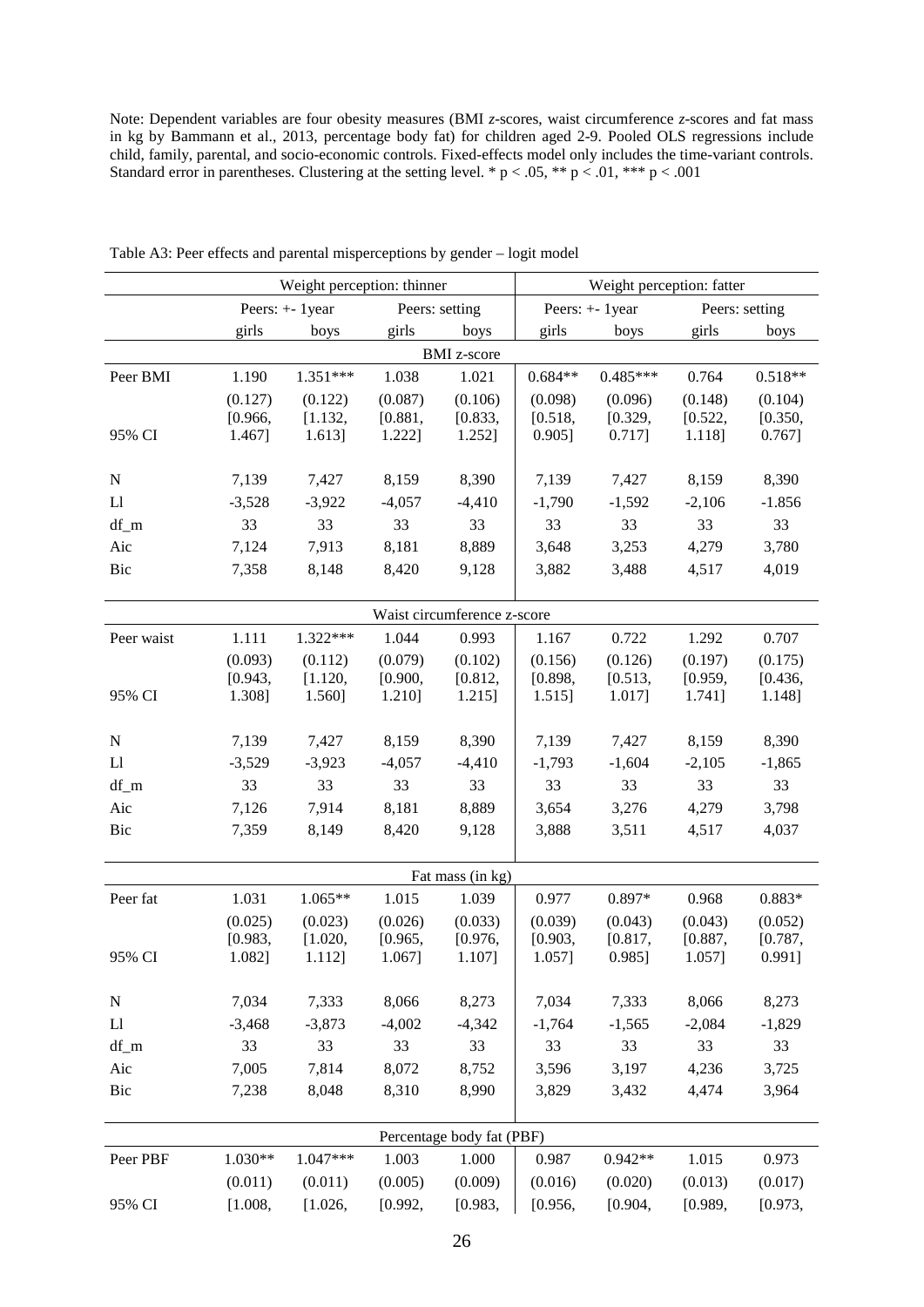Note: Dependent variables are four obesity measures (BMI z-scores, waist circumference z-scores and fat mass in kg by Bammann et al., 2013, percentage body fat) for children aged 2-9. Pooled OLS regressions include child, family, parental, and socio-economic controls. Fixed-effects model only includes the time-variant controls. Standard error in parentheses. Clustering at the setting level. * p < .05, ** p < .01, *** p < .001

Table A3: Peer effects and parental misperceptions by gender – logit model

| | Weight perception: thinner | | | | Weight perception: fatter | | | |
|---|---|---|---|---|---|---|---|---|
| | Peers: +- 1year | | Peers: setting | | Peers: +- 1year | | Peers: setting | |
| | girls | boys | girls | boys | girls | boys | girls | boys |
| | | | | BMI z-score | | | | |
| Peer BMI | 1.190 | 1.351*** | 1.038 | 1.021 | 0.684** | 0.485*** | 0.764 | 0.518** |
| | (0.127) | (0.122) | (0.087) | (0.106) | (0.098) | (0.096) | (0.148) | (0.104) |
| 95% CI | [0.966, 1.467] | [1.132, 1.613] | [0.881, 1.222] | [0.833, 1.252] | [0.518, 0.905] | [0.329, 0.717] | [0.522, 1.118] | [0.350, 0.767] |
| N | 7,139 | 7,427 | 8,159 | 8,390 | 7,139 | 7,427 | 8,159 | 8,390 |
| Ll | -3,528 | -3,922 | -4,057 | -4,410 | -1,790 | -1,592 | -2,106 | -1.856 |
| df_m | 33 | 33 | 33 | 33 | 33 | 33 | 33 | 33 |
| Aic | 7,124 | 7,913 | 8,181 | 8,889 | 3,648 | 3,253 | 4,279 | 3,780 |
| Bic | 7,358 | 8,148 | 8,420 | 9,128 | 3,882 | 3,488 | 4,517 | 4,019 |
| | | | | Waist circumference z-score | | | | |
| Peer waist | 1.111 | 1.322*** | 1.044 | 0.993 | 1.167 | 0.722 | 1.292 | 0.707 |
| | (0.093) | (0.112) | (0.079) | (0.102) | (0.156) | (0.126) | (0.197) | (0.175) |
| 95% CI | [0.943, 1.308] | [1.120, 1.560] | [0.900, 1.210] | [0.812, 1.215] | [0.898, 1.515] | [0.513, 1.017] | [0.959, 1.741] | [0.436, 1.148] |
| N | 7,139 | 7,427 | 8,159 | 8,390 | 7,139 | 7,427 | 8,159 | 8,390 |
| Ll | -3,529 | -3,923 | -4,057 | -4,410 | -1,793 | -1,604 | -2,105 | -1,865 |
| df_m | 33 | 33 | 33 | 33 | 33 | 33 | 33 | 33 |
| Aic | 7,126 | 7,914 | 8,181 | 8,889 | 3,654 | 3,276 | 4,279 | 3,798 |
| Bic | 7,359 | 8,149 | 8,420 | 9,128 | 3,888 | 3,511 | 4,517 | 4,037 |
| | | | | Fat mass (in kg) | | | | |
| Peer fat | 1.031 | 1.065** | 1.015 | 1.039 | 0.977 | 0.897* | 0.968 | 0.883* |
| | (0.025) | (0.023) | (0.026) | (0.033) | (0.039) | (0.043) | (0.043) | (0.052) |
| 95% CI | [0.983, 1.082] | [1.020, 1.112] | [0.965, 1.067] | [0.976, 1.107] | [0.903, 1.057] | [0.817, 0.985] | [0.887, 1.057] | [0.787, 0.991] |
| N | 7,034 | 7,333 | 8,066 | 8,273 | 7,034 | 7,333 | 8,066 | 8,273 |
| Ll | -3,468 | -3,873 | -4,002 | -4,342 | -1,764 | -1,565 | -2,084 | -1,829 |
| df_m | 33 | 33 | 33 | 33 | 33 | 33 | 33 | 33 |
| Aic | 7,005 | 7,814 | 8,072 | 8,752 | 3,596 | 3,197 | 4,236 | 3,725 |
| Bic | 7,238 | 8,048 | 8,310 | 8,990 | 3,829 | 3,432 | 4,474 | 3,964 |
| | | | | Percentage body fat (PBF) | | | | |
| Peer PBF | 1.030** | 1.047*** | 1.003 | 1.000 | 0.987 | 0.942** | 1.015 | 0.973 |
| | (0.011) | (0.011) | (0.005) | (0.009) | (0.016) | (0.020) | (0.013) | (0.017) |
| 95% CI | [1.008, | [1.026, | [0.992, | [0.983, | [0.956, | [0.904, | [0.989, | [0.973, |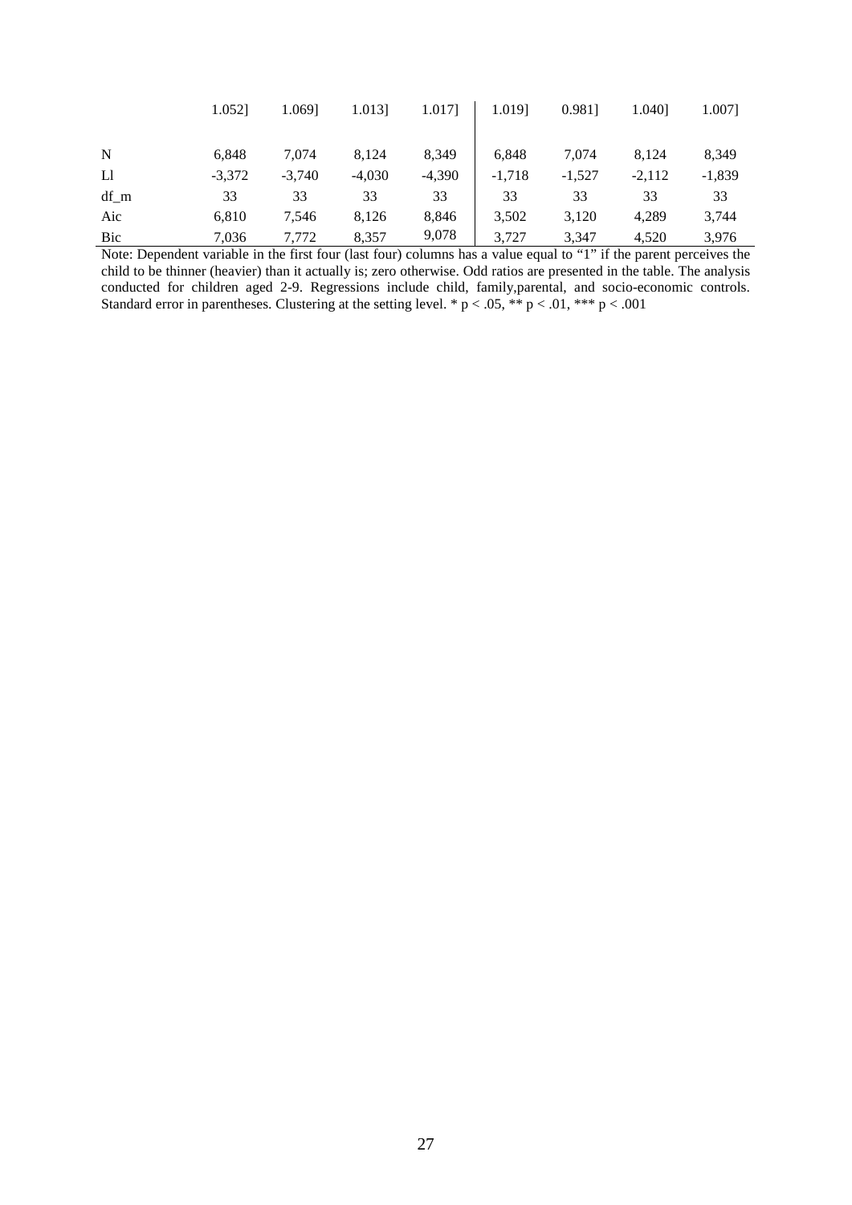| | | | | | | | | |
|---|---|---|---|---|---|---|---|---|
| | 1.052] | 1.069] | 1.013] | 1.017] | 1.019] | 0.981] | 1.040] | 1.007] |
| N | 6,848 | 7,074 | 8,124 | 8,349 | 6,848 | 7,074 | 8,124 | 8,349 |
| Ll | -3,372 | -3,740 | -4,030 | -4,390 | -1,718 | -1,527 | -2,112 | -1,839 |
| df_m | 33 | 33 | 33 | 33 | 33 | 33 | 33 | 33 |
| Aic | 6,810 | 7,546 | 8,126 | 8,846 | 3,502 | 3,120 | 4,289 | 3,744 |
| Bic | 7,036 | 7,772 | 8,357 | 9,078 | 3,727 | 3,347 | 4,520 | 3,976 |

Note: Dependent variable in the first four (last four) columns has a value equal to "1" if the parent perceives the child to be thinner (heavier) than it actually is; zero otherwise. Odd ratios are presented in the table. The analysis conducted for children aged 2-9. Regressions include child, family,parental, and socio-economic controls. Standard error in parentheses. Clustering at the setting level. * $p < .05$, ** $p < .01$, *** $p < .001$